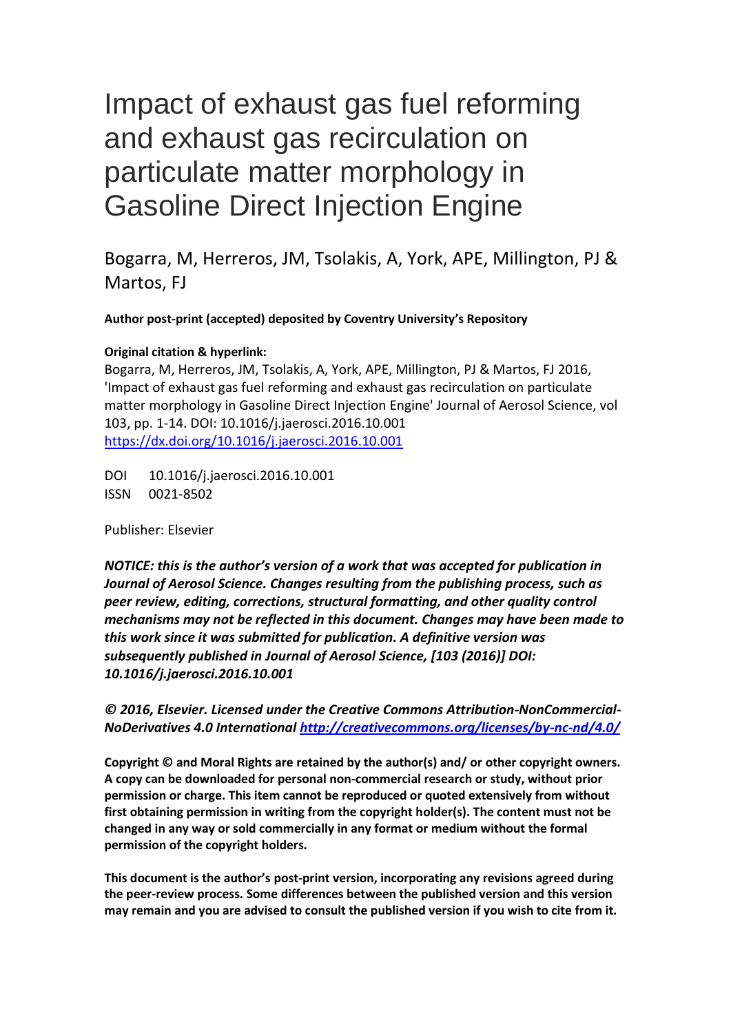# Impact of exhaust gas fuel reforming and exhaust gas recirculation on particulate matter morphology in Gasoline Direct Injection Engine

Bogarra, M, Herreros, JM, Tsolakis, A, York, APE, Millington, PJ & Martos, FJ

**Author post-print (accepted) deposited by Coventry University's Repository**

**Original citation & hyperlink:**

Bogarra, M, Herreros, JM, Tsolakis, A, York, APE, Millington, PJ & Martos, FJ 2016, 'Impact of exhaust gas fuel reforming and exhaust gas recirculation on particulate matter morphology in Gasoline Direct Injection Engine' Journal of Aerosol Science, vol 103, pp. 1-14. DOI: 10.1016/j.jaerosci.2016.10.001
https://dx.doi.org/10.1016/j.jaerosci.2016.10.001

DOI 10.1016/j.jaerosci.2016.10.001
ISSN 0021-8502

Publisher: Elsevier

***NOTICE: this is the author's version of a work that was accepted for publication in Journal of Aerosol Science. Changes resulting from the publishing process, such as peer review, editing, corrections, structural formatting, and other quality control mechanisms may not be reflected in this document. Changes may have been made to this work since it was submitted for publication. A definitive version was subsequently published in Journal of Aerosol Science, [103 (2016)] DOI: 10.1016/j.jaerosci.2016.10.001***

***© 2016, Elsevier. Licensed under the Creative Commons Attribution-NonCommercial-NoDerivatives 4.0 International http://creativecommons.org/licenses/by-nc-nd/4.0/***

**Copyright © and Moral Rights are retained by the author(s) and/ or other copyright owners. A copy can be downloaded for personal non-commercial research or study, without prior permission or charge. This item cannot be reproduced or quoted extensively from without first obtaining permission in writing from the copyright holder(s). The content must not be changed in any way or sold commercially in any format or medium without the formal permission of the copyright holders.**

**This document is the author's post-print version, incorporating any revisions agreed during the peer-review process. Some differences between the published version and this version may remain and you are advised to consult the published version if you wish to cite from it.**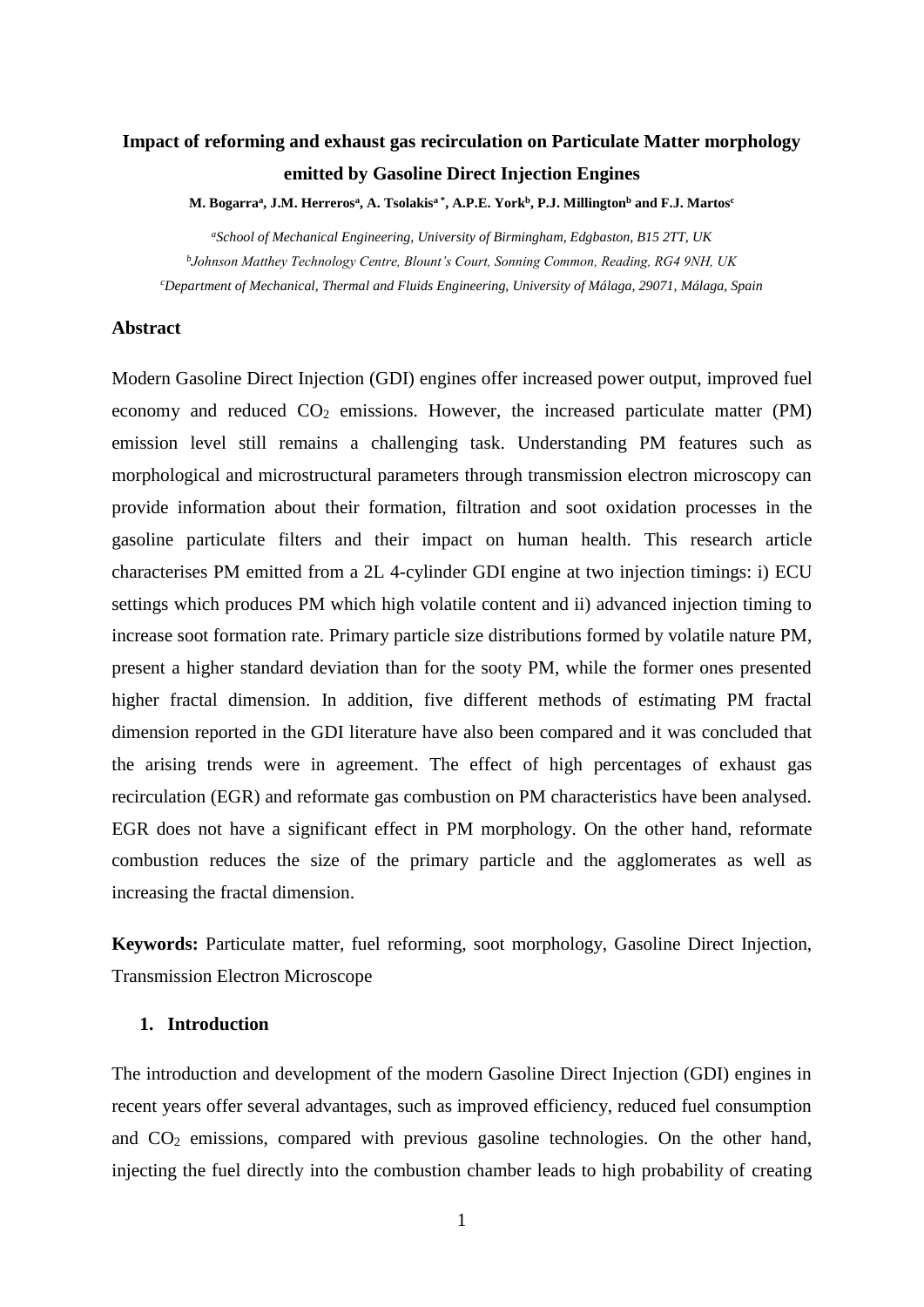# Impact of reforming and exhaust gas recirculation on Particulate Matter morphology emitted by Gasoline Direct Injection Engines

**M. Bogarra[a], J.M. Herreros[a], A. Tsolakis[a *], A.P.E. York[b], P.J. Millington[b] and F.J. Martos[c]**

*[a]School of Mechanical Engineering, University of Birmingham, Edgbaston, B15 2TT, UK*

*[b]Johnson Matthey Technology Centre, Blount's Court, Sonning Common, Reading, RG4 9NH, UK*

*[c]Department of Mechanical, Thermal and Fluids Engineering, University of Málaga, 29071, Málaga, Spain*

## Abstract

Modern Gasoline Direct Injection (GDI) engines offer increased power output, improved fuel economy and reduced $CO_2$ emissions. However, the increased particulate matter (PM) emission level still remains a challenging task. Understanding PM features such as morphological and microstructural parameters through transmission electron microscopy can provide information about their formation, filtration and soot oxidation processes in the gasoline particulate filters and their impact on human health. This research article characterises PM emitted from a 2L 4-cylinder GDI engine at two injection timings: i) ECU settings which produces PM which high volatile content and ii) advanced injection timing to increase soot formation rate. Primary particle size distributions formed by volatile nature PM, present a higher standard deviation than for the sooty PM, while the former ones presented higher fractal dimension. In addition, five different methods of est*i*mating PM fractal dimension reported in the GDI literature have also been compared and it was concluded that the arising trends were in agreement. The effect of high percentages of exhaust gas recirculation (EGR) and reformate gas combustion on PM characteristics have been analysed. EGR does not have a significant effect in PM morphology. On the other hand, reformate combustion reduces the size of the primary particle and the agglomerates as well as increasing the fractal dimension.

**Keywords:** Particulate matter, fuel reforming, soot morphology, Gasoline Direct Injection, Transmission Electron Microscope

## 1. Introduction

The introduction and development of the modern Gasoline Direct Injection (GDI) engines in recent years offer several advantages, such as improved efficiency, reduced fuel consumption and $CO_2$ emissions, compared with previous gasoline technologies. On the other hand, injecting the fuel directly into the combustion chamber leads to high probability of creating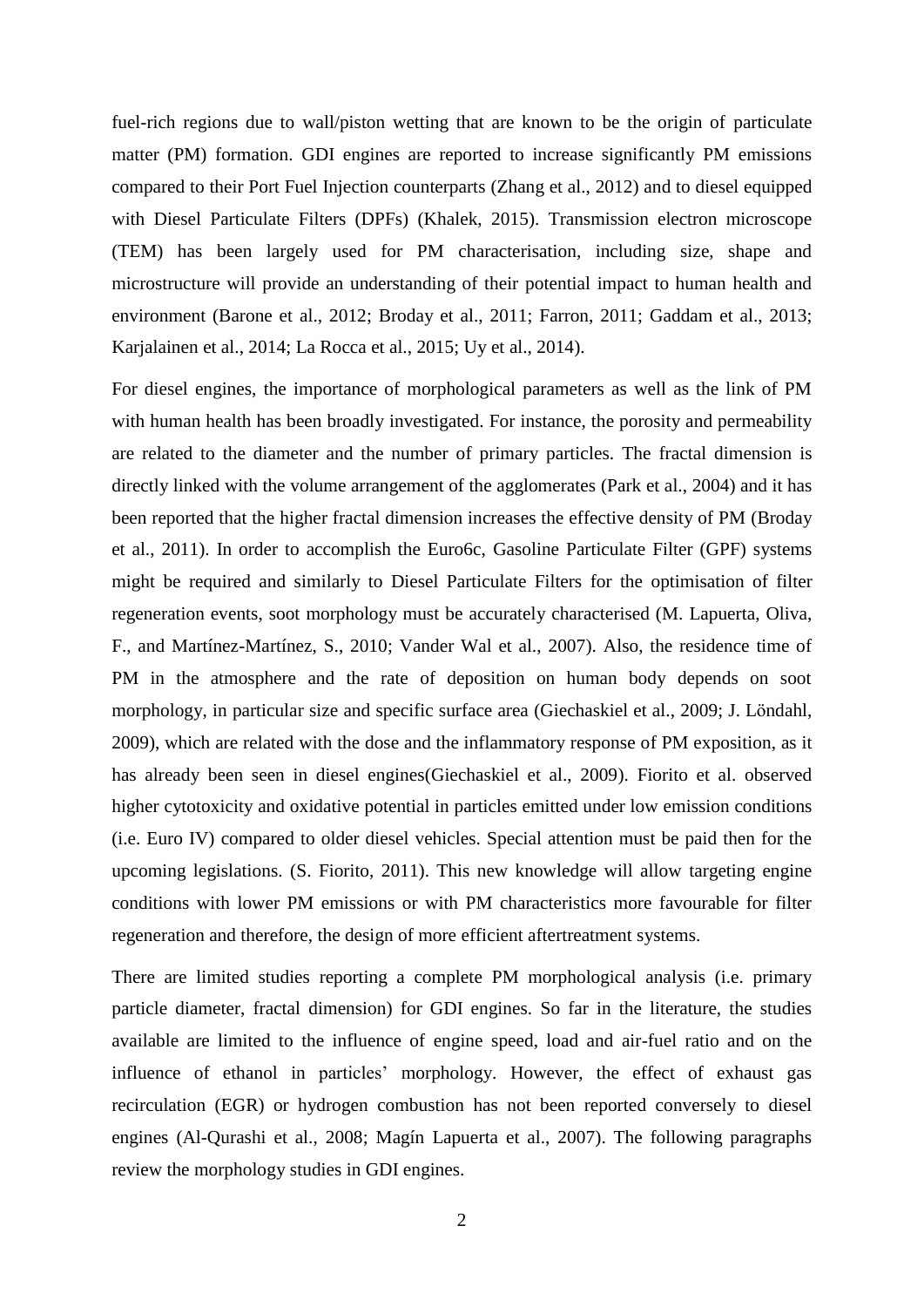fuel-rich regions due to wall/piston wetting that are known to be the origin of particulate matter (PM) formation. GDI engines are reported to increase significantly PM emissions compared to their Port Fuel Injection counterparts (Zhang et al., 2012) and to diesel equipped with Diesel Particulate Filters (DPFs) (Khalek, 2015). Transmission electron microscope (TEM) has been largely used for PM characterisation, including size, shape and microstructure will provide an understanding of their potential impact to human health and environment (Barone et al., 2012; Broday et al., 2011; Farron, 2011; Gaddam et al., 2013; Karjalainen et al., 2014; La Rocca et al., 2015; Uy et al., 2014).

For diesel engines, the importance of morphological parameters as well as the link of PM with human health has been broadly investigated. For instance, the porosity and permeability are related to the diameter and the number of primary particles. The fractal dimension is directly linked with the volume arrangement of the agglomerates (Park et al., 2004) and it has been reported that the higher fractal dimension increases the effective density of PM (Broday et al., 2011). In order to accomplish the Euro6c, Gasoline Particulate Filter (GPF) systems might be required and similarly to Diesel Particulate Filters for the optimisation of filter regeneration events, soot morphology must be accurately characterised (M. Lapuerta, Oliva, F., and Martínez-Martínez, S., 2010; Vander Wal et al., 2007). Also, the residence time of PM in the atmosphere and the rate of deposition on human body depends on soot morphology, in particular size and specific surface area (Giechaskiel et al., 2009; J. Löndahl, 2009), which are related with the dose and the inflammatory response of PM exposition, as it has already been seen in diesel engines(Giechaskiel et al., 2009). Fiorito et al. observed higher cytotoxicity and oxidative potential in particles emitted under low emission conditions (i.e. Euro IV) compared to older diesel vehicles. Special attention must be paid then for the upcoming legislations. (S. Fiorito, 2011). This new knowledge will allow targeting engine conditions with lower PM emissions or with PM characteristics more favourable for filter regeneration and therefore, the design of more efficient aftertreatment systems.

There are limited studies reporting a complete PM morphological analysis (i.e. primary particle diameter, fractal dimension) for GDI engines. So far in the literature, the studies available are limited to the influence of engine speed, load and air-fuel ratio and on the influence of ethanol in particles' morphology. However, the effect of exhaust gas recirculation (EGR) or hydrogen combustion has not been reported conversely to diesel engines (Al-Qurashi et al., 2008; Magín Lapuerta et al., 2007). The following paragraphs review the morphology studies in GDI engines.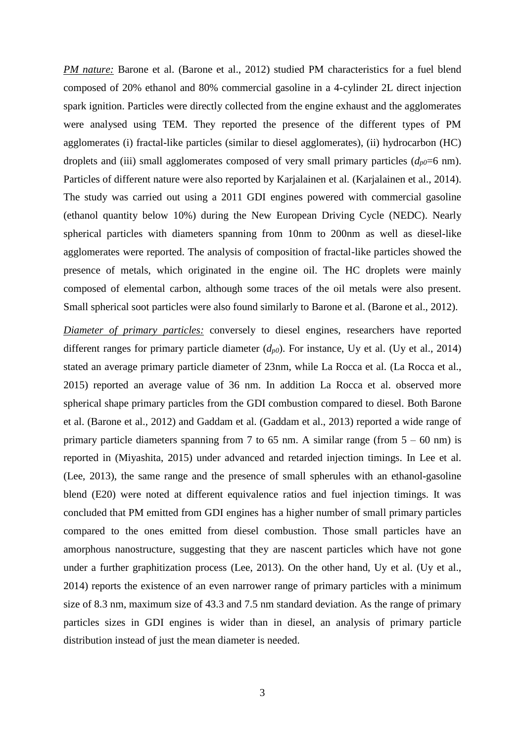*PM nature:* Barone et al. (Barone et al., 2012) studied PM characteristics for a fuel blend composed of 20% ethanol and 80% commercial gasoline in a 4-cylinder 2L direct injection spark ignition. Particles were directly collected from the engine exhaust and the agglomerates were analysed using TEM. They reported the presence of the different types of PM agglomerates (i) fractal-like particles (similar to diesel agglomerates), (ii) hydrocarbon (HC) droplets and (iii) small agglomerates composed of very small primary particles ($d_{p0}$=6 nm). Particles of different nature were also reported by Karjalainen et al. (Karjalainen et al., 2014). The study was carried out using a 2011 GDI engines powered with commercial gasoline (ethanol quantity below 10%) during the New European Driving Cycle (NEDC). Nearly spherical particles with diameters spanning from 10nm to 200nm as well as diesel-like agglomerates were reported. The analysis of composition of fractal-like particles showed the presence of metals, which originated in the engine oil. The HC droplets were mainly composed of elemental carbon, although some traces of the oil metals were also present. Small spherical soot particles were also found similarly to Barone et al. (Barone et al., 2012).

*Diameter of primary particles:* conversely to diesel engines, researchers have reported different ranges for primary particle diameter ($d_{p0}$). For instance, Uy et al. (Uy et al., 2014) stated an average primary particle diameter of 23nm, while La Rocca et al. (La Rocca et al., 2015) reported an average value of 36 nm. In addition La Rocca et al. observed more spherical shape primary particles from the GDI combustion compared to diesel. Both Barone et al. (Barone et al., 2012) and Gaddam et al. (Gaddam et al., 2013) reported a wide range of primary particle diameters spanning from 7 to 65 nm. A similar range (from 5 – 60 nm) is reported in (Miyashita, 2015) under advanced and retarded injection timings. In Lee et al. (Lee, 2013), the same range and the presence of small spherules with an ethanol-gasoline blend (E20) were noted at different equivalence ratios and fuel injection timings. It was concluded that PM emitted from GDI engines has a higher number of small primary particles compared to the ones emitted from diesel combustion. Those small particles have an amorphous nanostructure, suggesting that they are nascent particles which have not gone under a further graphitization process (Lee, 2013). On the other hand, Uy et al. (Uy et al., 2014) reports the existence of an even narrower range of primary particles with a minimum size of 8.3 nm, maximum size of 43.3 and 7.5 nm standard deviation. As the range of primary particles sizes in GDI engines is wider than in diesel, an analysis of primary particle distribution instead of just the mean diameter is needed.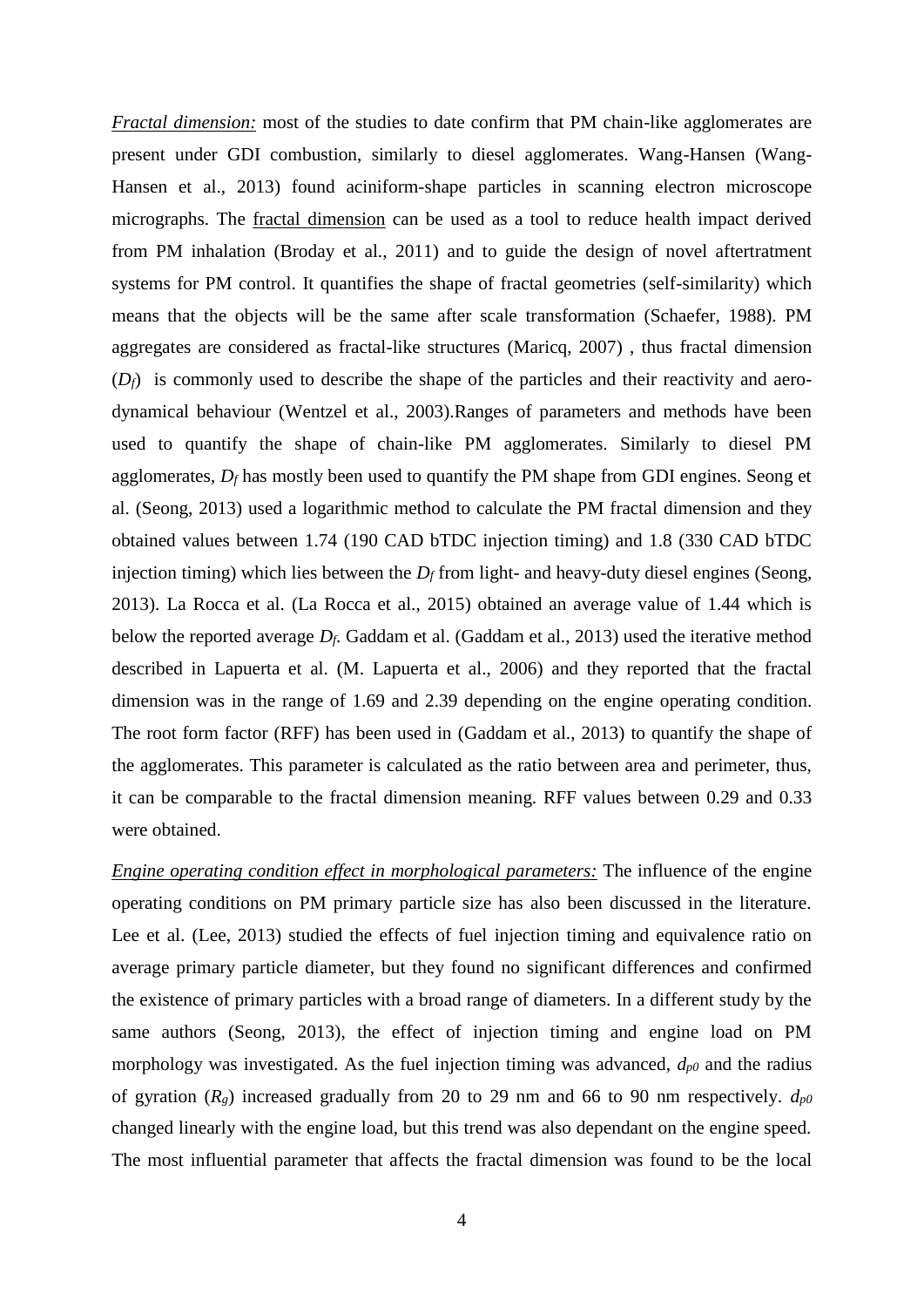*Fractal dimension:* most of the studies to date confirm that PM chain-like agglomerates are present under GDI combustion, similarly to diesel agglomerates. Wang-Hansen (Wang-Hansen et al., 2013) found aciniform-shape particles in scanning electron microscope micrographs. The fractal dimension can be used as a tool to reduce health impact derived from PM inhalation (Broday et al., 2011) and to guide the design of novel aftertratment systems for PM control. It quantifies the shape of fractal geometries (self-similarity) which means that the objects will be the same after scale transformation (Schaefer, 1988). PM aggregates are considered as fractal-like structures (Maricq, 2007) , thus fractal dimension ($D_f$) is commonly used to describe the shape of the particles and their reactivity and aero-dynamical behaviour (Wentzel et al., 2003).Ranges of parameters and methods have been used to quantify the shape of chain-like PM agglomerates. Similarly to diesel PM agglomerates, $D_f$ has mostly been used to quantify the PM shape from GDI engines. Seong et al. (Seong, 2013) used a logarithmic method to calculate the PM fractal dimension and they obtained values between 1.74 (190 CAD bTDC injection timing) and 1.8 (330 CAD bTDC injection timing) which lies between the $D_f$ from light- and heavy-duty diesel engines (Seong, 2013). La Rocca et al. (La Rocca et al., 2015) obtained an average value of 1.44 which is below the reported average $D_f$. Gaddam et al. (Gaddam et al., 2013) used the iterative method described in Lapuerta et al. (M. Lapuerta et al., 2006) and they reported that the fractal dimension was in the range of 1.69 and 2.39 depending on the engine operating condition. The root form factor (RFF) has been used in (Gaddam et al., 2013) to quantify the shape of the agglomerates. This parameter is calculated as the ratio between area and perimeter, thus, it can be comparable to the fractal dimension meaning. RFF values between 0.29 and 0.33 were obtained.

*Engine operating condition effect in morphological parameters:* The influence of the engine operating conditions on PM primary particle size has also been discussed in the literature. Lee et al. (Lee, 2013) studied the effects of fuel injection timing and equivalence ratio on average primary particle diameter, but they found no significant differences and confirmed the existence of primary particles with a broad range of diameters. In a different study by the same authors (Seong, 2013), the effect of injection timing and engine load on PM morphology was investigated. As the fuel injection timing was advanced, $d_{p0}$ and the radius of gyration ($R_g$) increased gradually from 20 to 29 nm and 66 to 90 nm respectively. $d_{p0}$ changed linearly with the engine load, but this trend was also dependant on the engine speed. The most influential parameter that affects the fractal dimension was found to be the local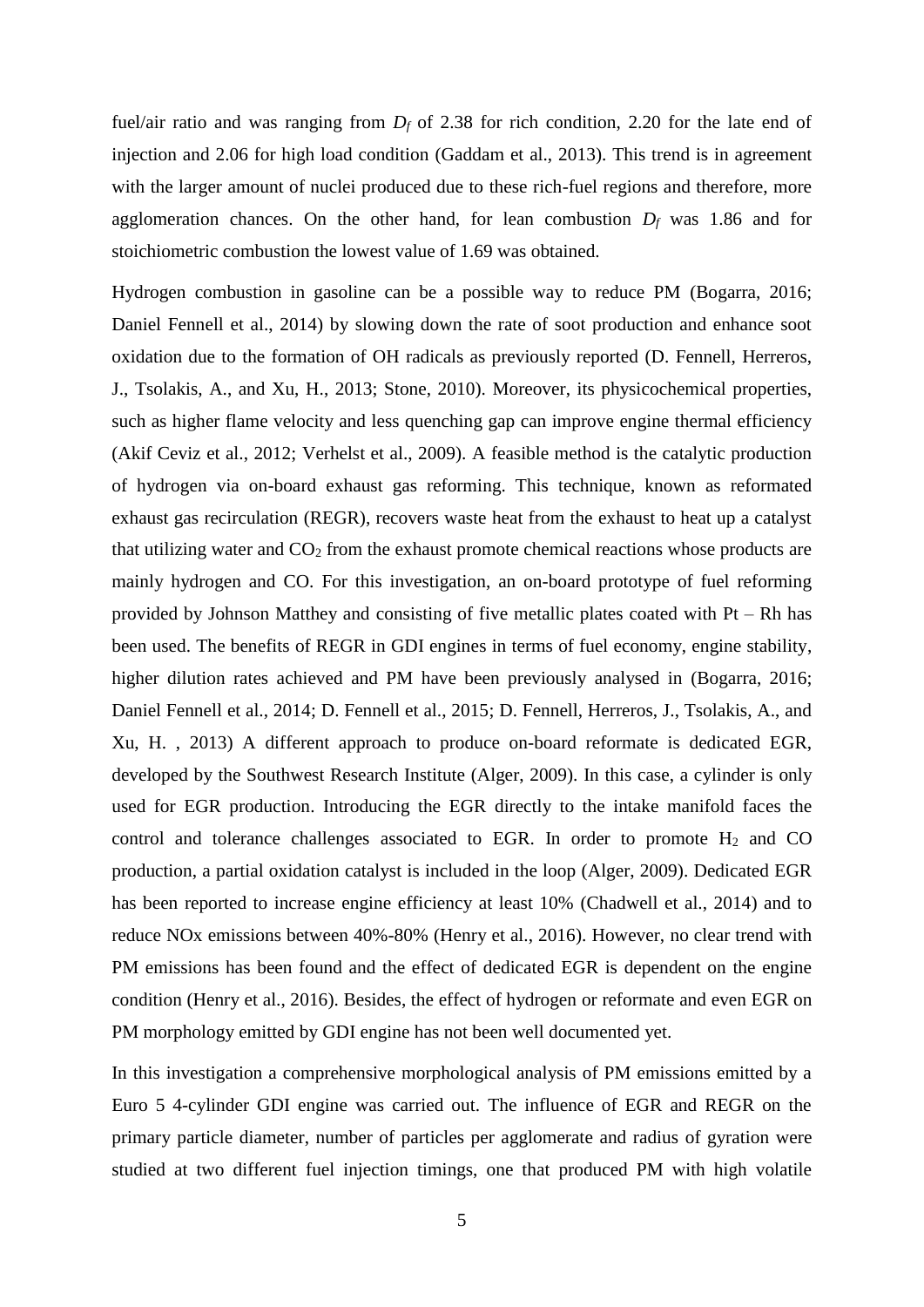fuel/air ratio and was ranging from $D_f$ of 2.38 for rich condition, 2.20 for the late end of injection and 2.06 for high load condition (Gaddam et al., 2013). This trend is in agreement with the larger amount of nuclei produced due to these rich-fuel regions and therefore, more agglomeration chances. On the other hand, for lean combustion $D_f$ was 1.86 and for stoichiometric combustion the lowest value of 1.69 was obtained.

Hydrogen combustion in gasoline can be a possible way to reduce PM (Bogarra, 2016; Daniel Fennell et al., 2014) by slowing down the rate of soot production and enhance soot oxidation due to the formation of OH radicals as previously reported (D. Fennell, Herreros, J., Tsolakis, A., and Xu, H., 2013; Stone, 2010). Moreover, its physicochemical properties, such as higher flame velocity and less quenching gap can improve engine thermal efficiency (Akif Ceviz et al., 2012; Verhelst et al., 2009). A feasible method is the catalytic production of hydrogen via on-board exhaust gas reforming. This technique, known as reformated exhaust gas recirculation (REGR), recovers waste heat from the exhaust to heat up a catalyst that utilizing water and $CO_2$ from the exhaust promote chemical reactions whose products are mainly hydrogen and CO. For this investigation, an on-board prototype of fuel reforming provided by Johnson Matthey and consisting of five metallic plates coated with Pt – Rh has been used. The benefits of REGR in GDI engines in terms of fuel economy, engine stability, higher dilution rates achieved and PM have been previously analysed in (Bogarra, 2016; Daniel Fennell et al., 2014; D. Fennell et al., 2015; D. Fennell, Herreros, J., Tsolakis, A., and Xu, H. , 2013) A different approach to produce on-board reformate is dedicated EGR, developed by the Southwest Research Institute (Alger, 2009). In this case, a cylinder is only used for EGR production. Introducing the EGR directly to the intake manifold faces the control and tolerance challenges associated to EGR. In order to promote $H_2$ and CO production, a partial oxidation catalyst is included in the loop (Alger, 2009). Dedicated EGR has been reported to increase engine efficiency at least 10% (Chadwell et al., 2014) and to reduce NOx emissions between 40%-80% (Henry et al., 2016). However, no clear trend with PM emissions has been found and the effect of dedicated EGR is dependent on the engine condition (Henry et al., 2016). Besides, the effect of hydrogen or reformate and even EGR on PM morphology emitted by GDI engine has not been well documented yet.

In this investigation a comprehensive morphological analysis of PM emissions emitted by a Euro 5 4-cylinder GDI engine was carried out. The influence of EGR and REGR on the primary particle diameter, number of particles per agglomerate and radius of gyration were studied at two different fuel injection timings, one that produced PM with high volatile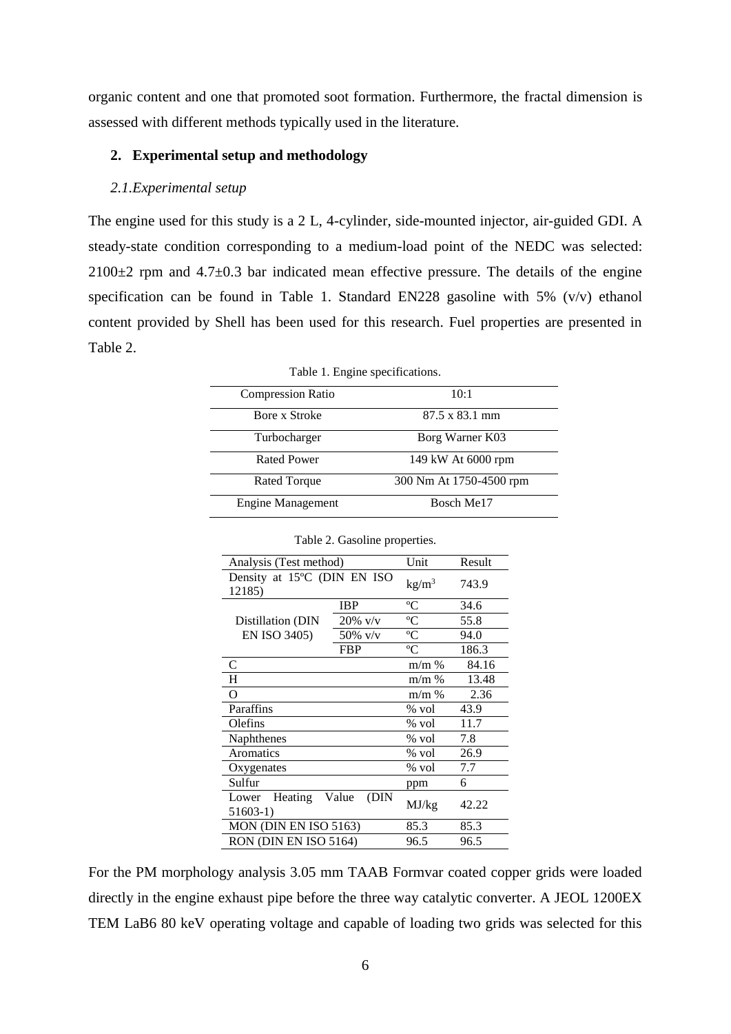organic content and one that promoted soot formation. Furthermore, the fractal dimension is assessed with different methods typically used in the literature.

## 2. Experimental setup and methodology

### *2.1. Experimental setup*

The engine used for this study is a 2 L, 4-cylinder, side-mounted injector, air-guided GDI. A steady-state condition corresponding to a medium-load point of the NEDC was selected: 2100±2 rpm and 4.7±0.3 bar indicated mean effective pressure. The details of the engine specification can be found in Table 1. Standard EN228 gasoline with 5% (v/v) ethanol content provided by Shell has been used for this research. Fuel properties are presented in Table 2.

Table 1. Engine specifications.

| | |
|---|---|
| Compression Ratio | 10:1 |
| Bore x Stroke | 87.5 x 83.1 mm |
| Turbocharger | Borg Warner K03 |
| Rated Power | 149 kW At 6000 rpm |
| Rated Torque | 300 Nm At 1750-4500 rpm |
| Engine Management | Bosch Me17 |

Table 2. Gasoline properties.

| Analysis (Test method) | | Unit | Result |
|---|---|---|---|
| Density at 15ºC (DIN EN ISO 12185) | | $kg/m^3$ | 743.9 |
| Distillation (DIN EN ISO 3405) | IBP | ºC | 34.6 |
| | 20% v/v | ºC | 55.8 |
| | 50% v/v | ºC | 94.0 |
| | FBP | ºC | 186.3 |
| C | | m/m % | 84.16 |
| H | | m/m % | 13.48 |
| O | | m/m % | 2.36 |
| Paraffins | | % vol | 43.9 |
| Olefins | | % vol | 11.7 |
| Naphthenes | | % vol | 7.8 |
| Aromatics | | % vol | 26.9 |
| Oxygenates | | % vol | 7.7 |
| Sulfur | | ppm | 6 |
| Lower Heating Value (DIN 51603-1) | | MJ/kg | 42.22 |
| MON (DIN EN ISO 5163) | | 85.3 | 85.3 |
| RON (DIN EN ISO 5164) | | 96.5 | 96.5 |

For the PM morphology analysis 3.05 mm TAAB Formvar coated copper grids were loaded directly in the engine exhaust pipe before the three way catalytic converter. A JEOL 1200EX TEM LaB6 80 keV operating voltage and capable of loading two grids was selected for this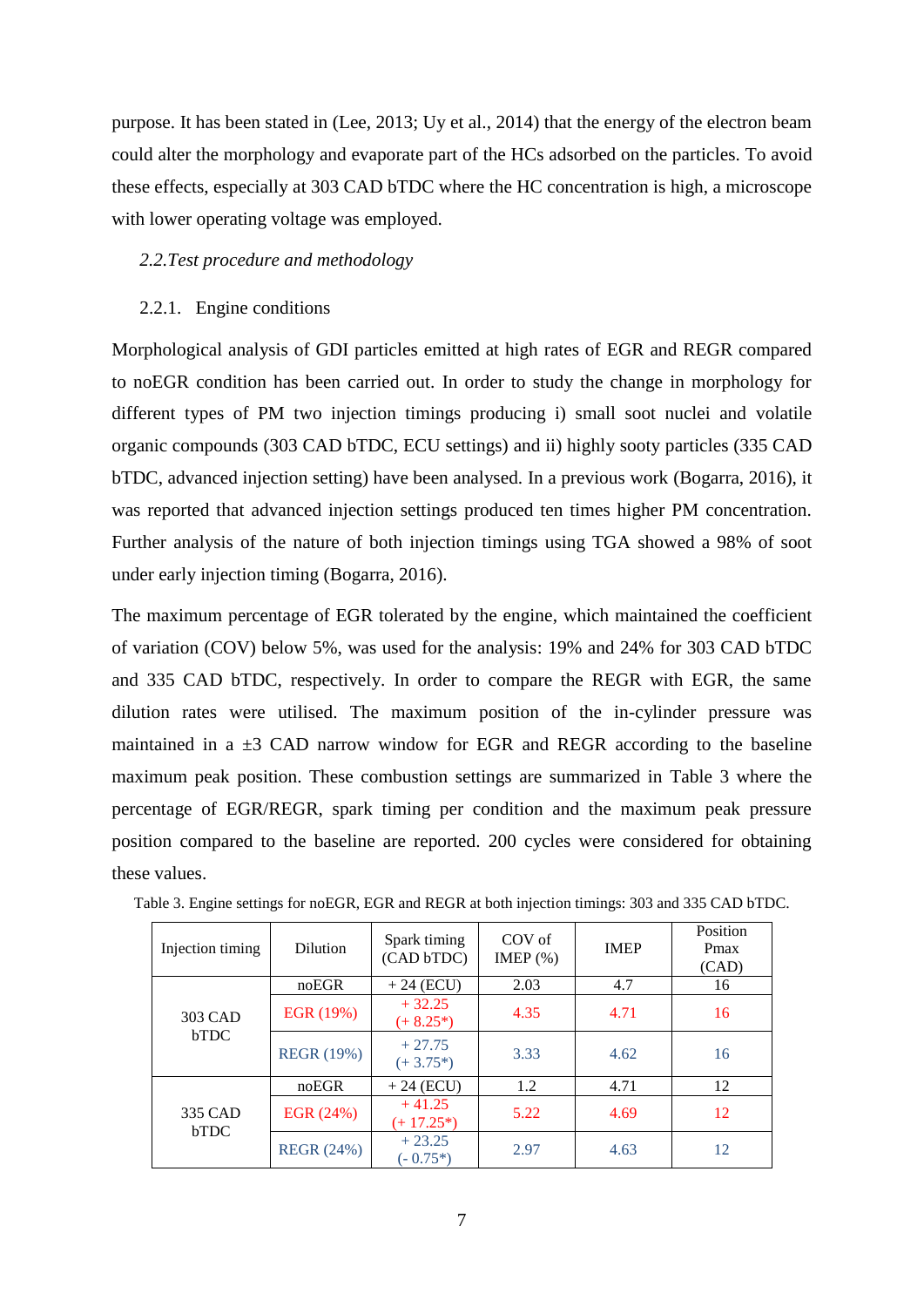purpose. It has been stated in (Lee, 2013; Uy et al., 2014) that the energy of the electron beam could alter the morphology and evaporate part of the HCs adsorbed on the particles. To avoid these effects, especially at 303 CAD bTDC where the HC concentration is high, a microscope with lower operating voltage was employed.

### *2.2.Test procedure and methodology*

#### 2.2.1. Engine conditions

Morphological analysis of GDI particles emitted at high rates of EGR and REGR compared to noEGR condition has been carried out. In order to study the change in morphology for different types of PM two injection timings producing i) small soot nuclei and volatile organic compounds (303 CAD bTDC, ECU settings) and ii) highly sooty particles (335 CAD bTDC, advanced injection setting) have been analysed. In a previous work (Bogarra, 2016), it was reported that advanced injection settings produced ten times higher PM concentration. Further analysis of the nature of both injection timings using TGA showed a 98% of soot under early injection timing (Bogarra, 2016).

The maximum percentage of EGR tolerated by the engine, which maintained the coefficient of variation (COV) below 5%, was used for the analysis: 19% and 24% for 303 CAD bTDC and 335 CAD bTDC, respectively. In order to compare the REGR with EGR, the same dilution rates were utilised. The maximum position of the in-cylinder pressure was maintained in a ±3 CAD narrow window for EGR and REGR according to the baseline maximum peak position. These combustion settings are summarized in Table 3 where the percentage of EGR/REGR, spark timing per condition and the maximum peak pressure position compared to the baseline are reported. 200 cycles were considered for obtaining these values.

Table 3. Engine settings for noEGR, EGR and REGR at both injection timings: 303 and 335 CAD bTDC.

| Injection timing | Dilution | Spark timing (CAD bTDC) | COV of IMEP (%) | IMEP | Position Pmax (CAD) |
|---|---|---|---|---|---|
| 303 CAD bTDC | noEGR | + 24 (ECU) | 2.03 | 4.7 | 16 |
| | EGR (19%) | + 32.25 (+ 8.25*) | 4.35 | 4.71 | 16 |
| | REGR (19%) | + 27.75 (+ 3.75*) | 3.33 | 4.62 | 16 |
| 335 CAD bTDC | noEGR | + 24 (ECU) | 1.2 | 4.71 | 12 |
| | EGR (24%) | + 41.25 (+ 17.25*) | 5.22 | 4.69 | 12 |
| | REGR (24%) | + 23.25 (- 0.75*) | 2.97 | 4.63 | 12 |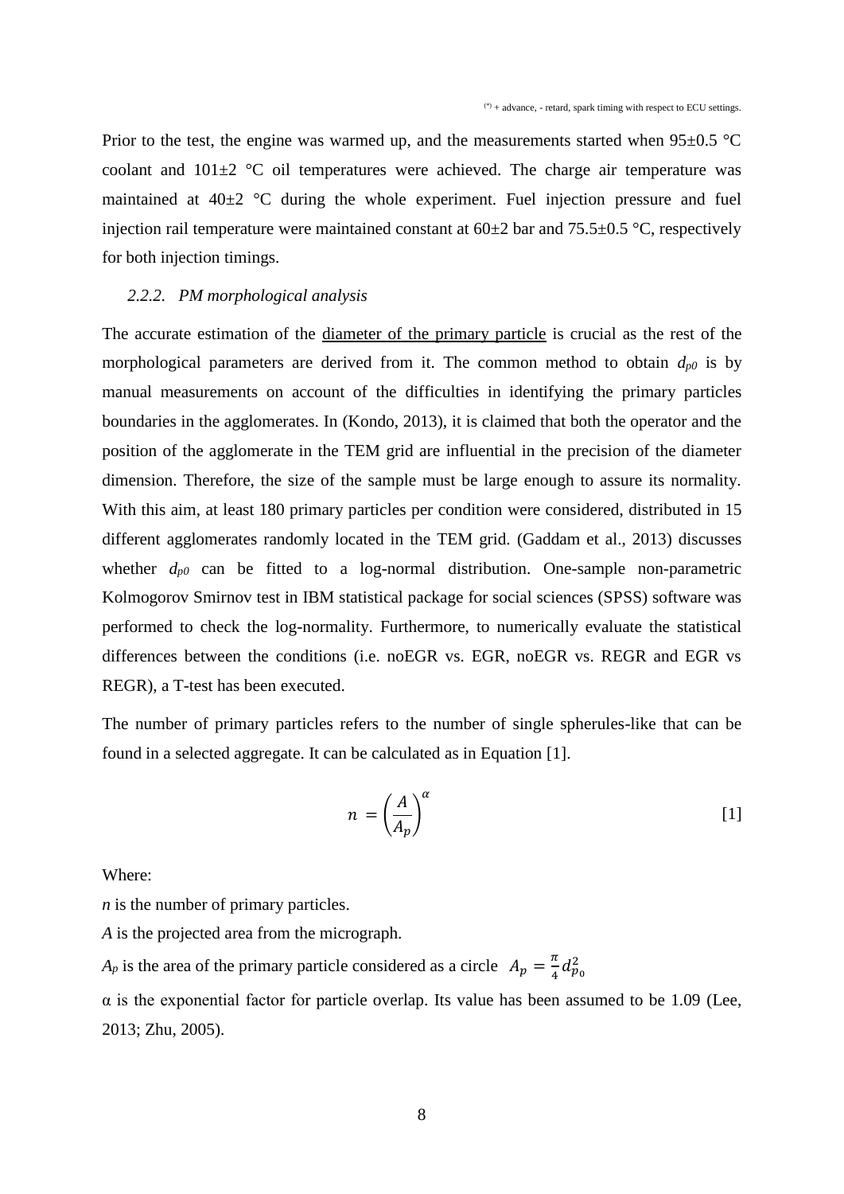(*) + advance, - retard, spark timing with respect to ECU settings.

Prior to the test, the engine was warmed up, and the measurements started when 95±0.5 °C coolant and 101±2 °C oil temperatures were achieved. The charge air temperature was maintained at 40±2 °C during the whole experiment. Fuel injection pressure and fuel injection rail temperature were maintained constant at 60±2 bar and 75.5±0.5 °C, respectively for both injection timings.

### 2.2.2. PM morphological analysis

The accurate estimation of the diameter of the primary particle is crucial as the rest of the morphological parameters are derived from it. The common method to obtain $d_{p0}$ is by manual measurements on account of the difficulties in identifying the primary particles boundaries in the agglomerates. In (Kondo, 2013), it is claimed that both the operator and the position of the agglomerate in the TEM grid are influential in the precision of the diameter dimension. Therefore, the size of the sample must be large enough to assure its normality. With this aim, at least 180 primary particles per condition were considered, distributed in 15 different agglomerates randomly located in the TEM grid. (Gaddam et al., 2013) discusses whether $d_{p0}$ can be fitted to a log-normal distribution. One-sample non-parametric Kolmogorov Smirnov test in IBM statistical package for social sciences (SPSS) software was performed to check the log-normality. Furthermore, to numerically evaluate the statistical differences between the conditions (i.e. noEGR vs. EGR, noEGR vs. REGR and EGR vs REGR), a T-test has been executed.

The number of primary particles refers to the number of single spherules-like that can be found in a selected aggregate. It can be calculated as in Equation [1].

$$n = \left(\frac{A}{A_p}\right)^{\alpha} \qquad [1]$$

Where:

*n* is the number of primary particles.

*A* is the projected area from the micrograph.

$A_p$ is the area of the primary particle considered as a circle $A_p = \frac{\pi}{4} d_{p_0}^2$

$\alpha$ is the exponential factor for particle overlap. Its value has been assumed to be 1.09 (Lee, 2013; Zhu, 2005).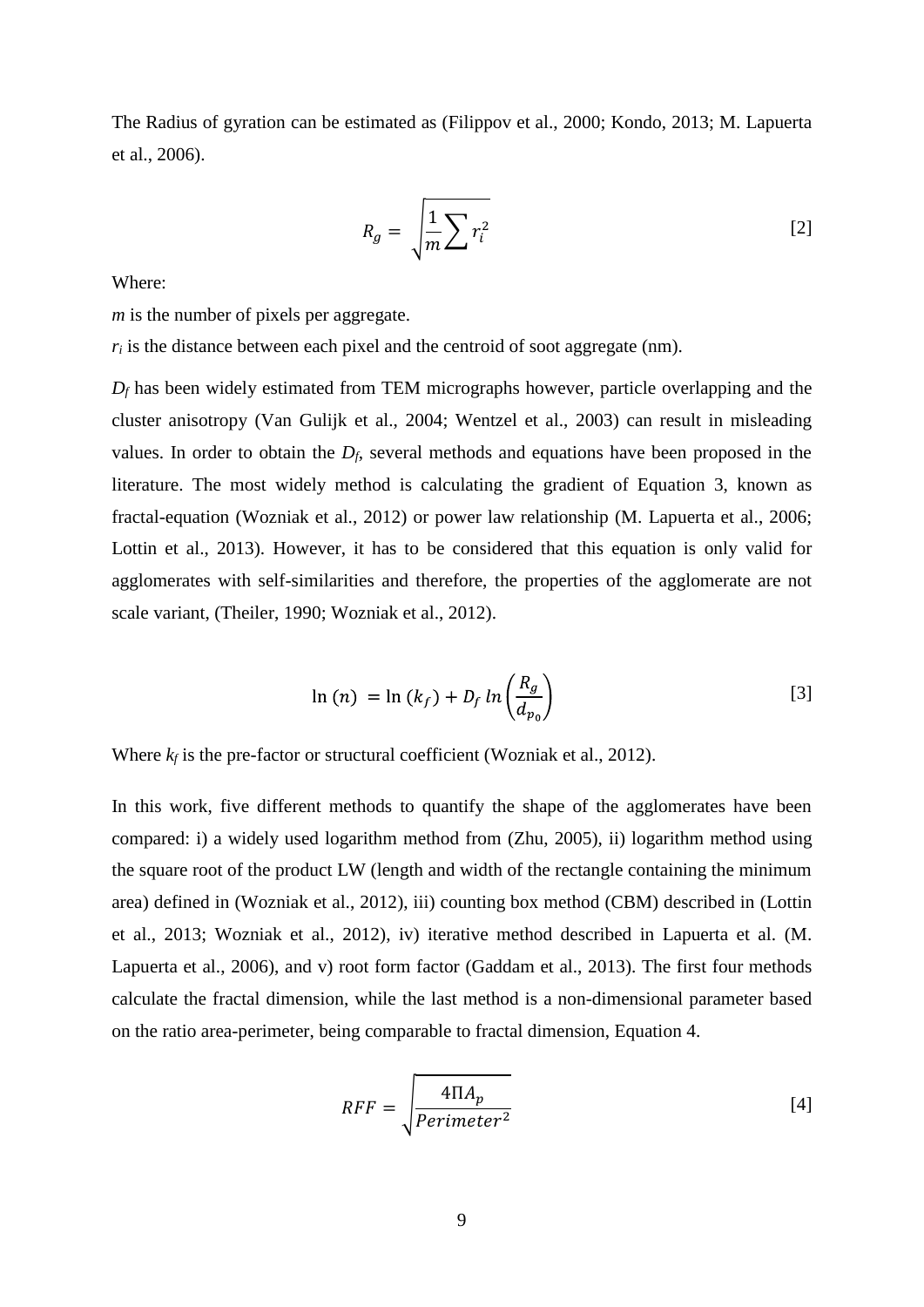The Radius of gyration can be estimated as (Filippov et al., 2000; Kondo, 2013; M. Lapuerta et al., 2006).

$$R_g = \sqrt{\frac{1}{m}\sum r_i^2} \tag{2}$$

Where:

*m* is the number of pixels per aggregate.

$r_i$ is the distance between each pixel and the centroid of soot aggregate (nm).

$D_f$ has been widely estimated from TEM micrographs however, particle overlapping and the cluster anisotropy (Van Gulijk et al., 2004; Wentzel et al., 2003) can result in misleading values. In order to obtain the $D_f$, several methods and equations have been proposed in the literature. The most widely method is calculating the gradient of Equation 3, known as fractal-equation (Wozniak et al., 2012) or power law relationship (M. Lapuerta et al., 2006; Lottin et al., 2013). However, it has to be considered that this equation is only valid for agglomerates with self-similarities and therefore, the properties of the agglomerate are not scale variant, (Theiler, 1990; Wozniak et al., 2012).

$$\ln(n) = \ln(k_f) + D_f\, ln\left(\frac{R_g}{d_{p_0}}\right) \tag{3}$$

Where $k_f$ is the pre-factor or structural coefficient (Wozniak et al., 2012).

In this work, five different methods to quantify the shape of the agglomerates have been compared: i) a widely used logarithm method from (Zhu, 2005), ii) logarithm method using the square root of the product LW (length and width of the rectangle containing the minimum area) defined in (Wozniak et al., 2012), iii) counting box method (CBM) described in (Lottin et al., 2013; Wozniak et al., 2012), iv) iterative method described in Lapuerta et al. (M. Lapuerta et al., 2006), and v) root form factor (Gaddam et al., 2013). The first four methods calculate the fractal dimension, while the last method is a non-dimensional parameter based on the ratio area-perimeter, being comparable to fractal dimension, Equation 4.

$$RFF = \sqrt{\frac{4\Pi A_p}{Perimeter^2}} \tag{4}$$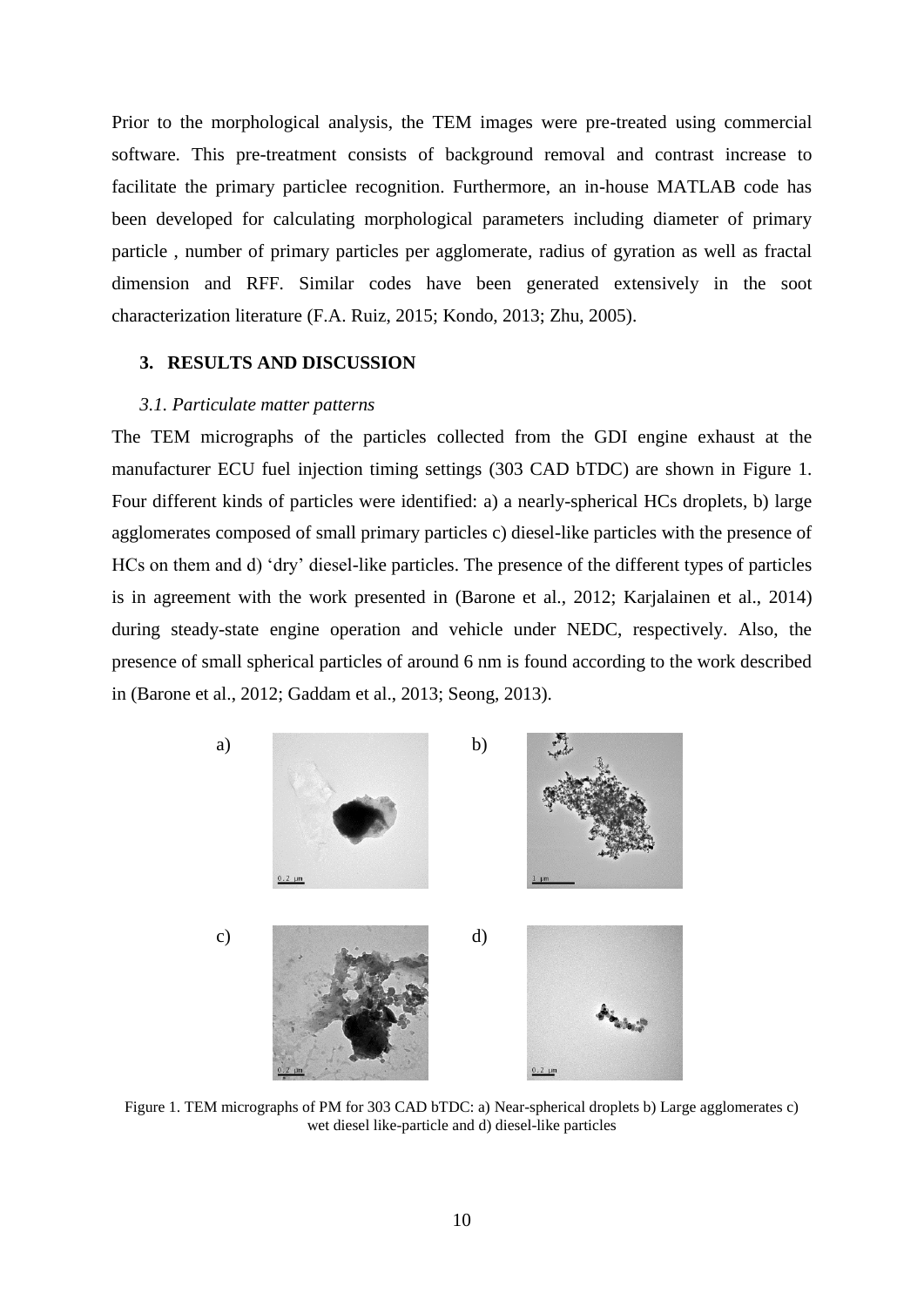Prior to the morphological analysis, the TEM images were pre-treated using commercial software. This pre-treatment consists of background removal and contrast increase to facilitate the primary particlee recognition. Furthermore, an in-house MATLAB code has been developed for calculating morphological parameters including diameter of primary particle , number of primary particles per agglomerate, radius of gyration as well as fractal dimension and RFF. Similar codes have been generated extensively in the soot characterization literature (F.A. Ruiz, 2015; Kondo, 2013; Zhu, 2005).

## 3. RESULTS AND DISCUSSION

### *3.1. Particulate matter patterns*

The TEM micrographs of the particles collected from the GDI engine exhaust at the manufacturer ECU fuel injection timing settings (303 CAD bTDC) are shown in Figure 1. Four different kinds of particles were identified: a) a nearly-spherical HCs droplets, b) large agglomerates composed of small primary particles c) diesel-like particles with the presence of HCs on them and d) 'dry' diesel-like particles. The presence of the different types of particles is in agreement with the work presented in (Barone et al., 2012; Karjalainen et al., 2014) during steady-state engine operation and vehicle under NEDC, respectively. Also, the presence of small spherical particles of around 6 nm is found according to the work described in (Barone et al., 2012; Gaddam et al., 2013; Seong, 2013).

Figure 1. TEM micrographs of PM for 303 CAD bTDC: a) Near-spherical droplets b) Large agglomerates c) wet diesel like-particle and d) diesel-like particles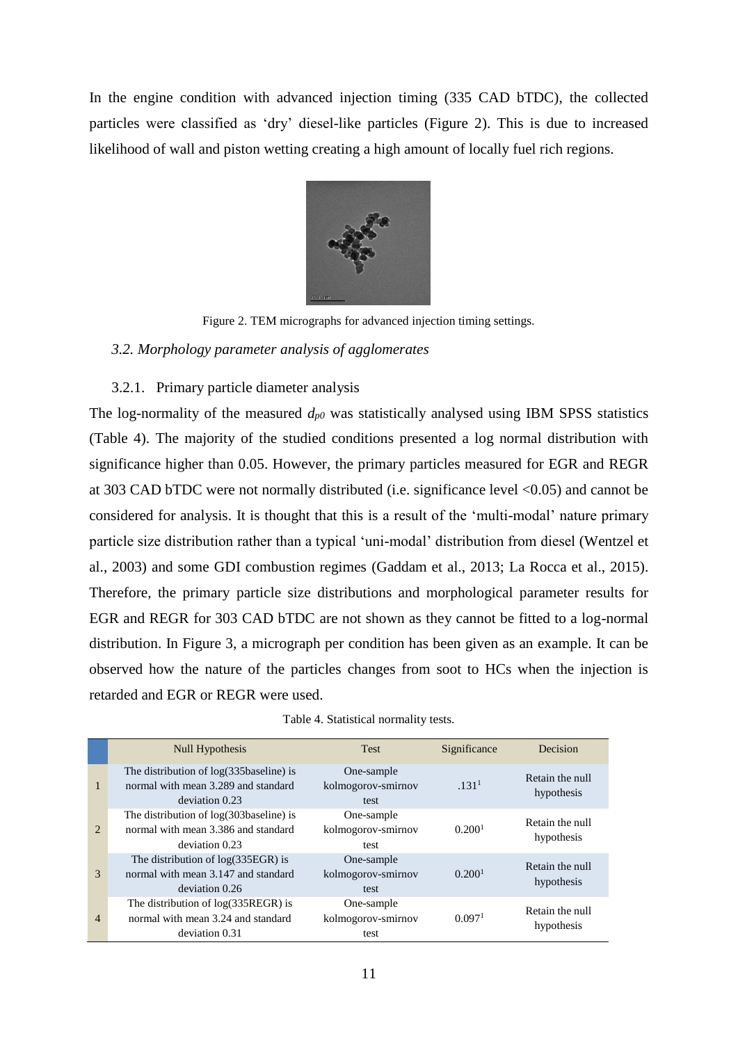In the engine condition with advanced injection timing (335 CAD bTDC), the collected particles were classified as 'dry' diesel-like particles (Figure 2). This is due to increased likelihood of wall and piston wetting creating a high amount of locally fuel rich regions.

Figure 2. TEM micrographs for advanced injection timing settings.

### *3.2. Morphology parameter analysis of agglomerates*

#### 3.2.1. Primary particle diameter analysis

The log-normality of the measured $d_{p0}$ was statistically analysed using IBM SPSS statistics (Table 4). The majority of the studied conditions presented a log normal distribution with significance higher than 0.05. However, the primary particles measured for EGR and REGR at 303 CAD bTDC were not normally distributed (i.e. significance level <0.05) and cannot be considered for analysis. It is thought that this is a result of the 'multi-modal' nature primary particle size distribution rather than a typical 'uni-modal' distribution from diesel (Wentzel et al., 2003) and some GDI combustion regimes (Gaddam et al., 2013; La Rocca et al., 2015). Therefore, the primary particle size distributions and morphological parameter results for EGR and REGR for 303 CAD bTDC are not shown as they cannot be fitted to a log-normal distribution. In Figure 3, a micrograph per condition has been given as an example. It can be observed how the nature of the particles changes from soot to HCs when the injection is retarded and EGR or REGR were used.

Table 4. Statistical normality tests.

| | Null Hypothesis | Test | Significance | Decision |
|---|---|---|---|---|
| 1 | The distribution of log(335baseline) is normal with mean 3.289 and standard deviation 0.23 | One-sample kolmogorov-smirnov test | .131[1] | Retain the null hypothesis |
| 2 | The distribution of log(303baseline) is normal with mean 3.386 and standard deviation 0.23 | One-sample kolmogorov-smirnov test | 0.200[1] | Retain the null hypothesis |
| 3 | The distribution of log(335EGR) is normal with mean 3.147 and standard deviation 0.26 | One-sample kolmogorov-smirnov test | 0.200[1] | Retain the null hypothesis |
| 4 | The distribution of log(335REGR) is normal with mean 3.24 and standard deviation 0.31 | One-sample kolmogorov-smirnov test | 0.097[1] | Retain the null hypothesis |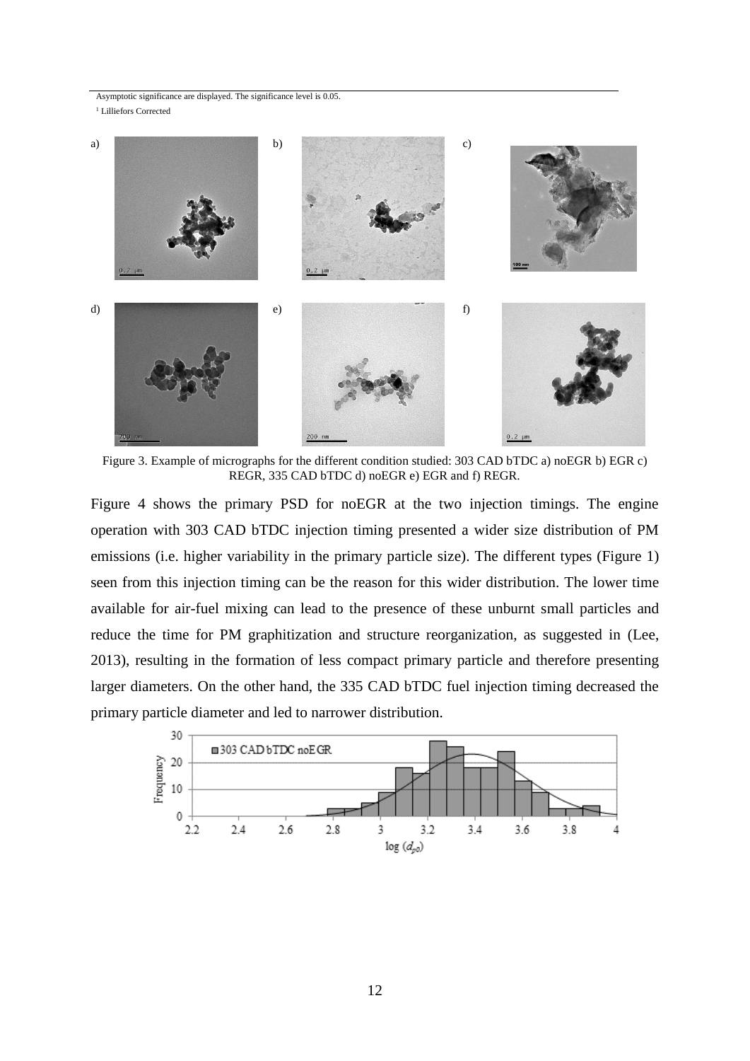Asymptotic significance are displayed. The significance level is 0.05.

[1] Lilliefors Corrected

Figure 3. Example of micrographs for the different condition studied: 303 CAD bTDC a) noEGR b) EGR c) REGR, 335 CAD bTDC d) noEGR e) EGR and f) REGR.

Figure 4 shows the primary PSD for noEGR at the two injection timings. The engine operation with 303 CAD bTDC injection timing presented a wider size distribution of PM emissions (i.e. higher variability in the primary particle size). The different types (Figure 1) seen from this injection timing can be the reason for this wider distribution. The lower time available for air-fuel mixing can lead to the presence of these unburnt small particles and reduce the time for PM graphitization and structure reorganization, as suggested in (Lee, 2013), resulting in the formation of less compact primary particle and therefore presenting larger diameters. On the other hand, the 335 CAD bTDC fuel injection timing decreased the primary particle diameter and led to narrower distribution.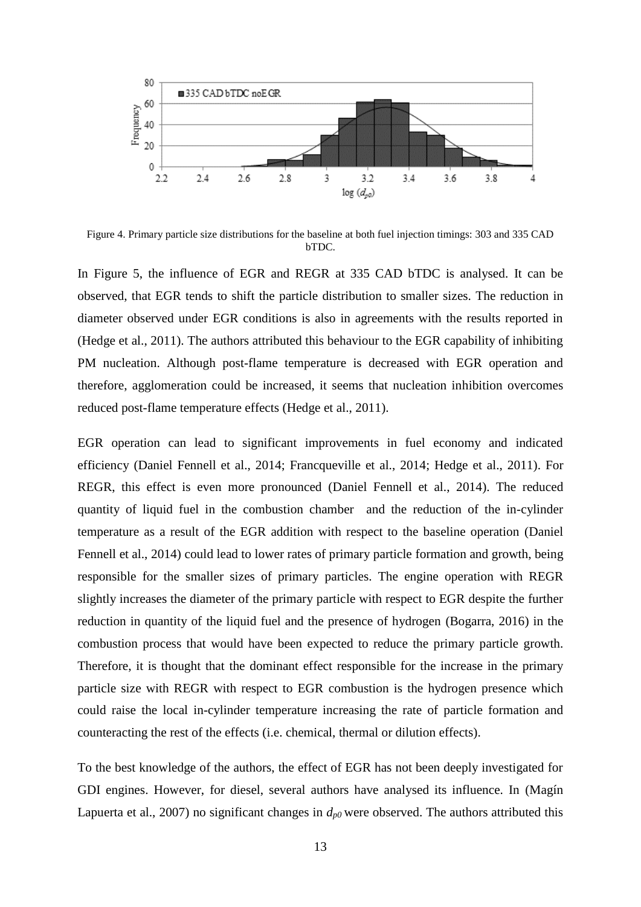Figure 4. Primary particle size distributions for the baseline at both fuel injection timings: 303 and 335 CAD bTDC.

In Figure 5, the influence of EGR and REGR at 335 CAD bTDC is analysed. It can be observed, that EGR tends to shift the particle distribution to smaller sizes. The reduction in diameter observed under EGR conditions is also in agreements with the results reported in (Hedge et al., 2011). The authors attributed this behaviour to the EGR capability of inhibiting PM nucleation. Although post-flame temperature is decreased with EGR operation and therefore, agglomeration could be increased, it seems that nucleation inhibition overcomes reduced post-flame temperature effects (Hedge et al., 2011).

EGR operation can lead to significant improvements in fuel economy and indicated efficiency (Daniel Fennell et al., 2014; Francqueville et al., 2014; Hedge et al., 2011). For REGR, this effect is even more pronounced (Daniel Fennell et al., 2014). The reduced quantity of liquid fuel in the combustion chamber and the reduction of the in-cylinder temperature as a result of the EGR addition with respect to the baseline operation (Daniel Fennell et al., 2014) could lead to lower rates of primary particle formation and growth, being responsible for the smaller sizes of primary particles. The engine operation with REGR slightly increases the diameter of the primary particle with respect to EGR despite the further reduction in quantity of the liquid fuel and the presence of hydrogen (Bogarra, 2016) in the combustion process that would have been expected to reduce the primary particle growth. Therefore, it is thought that the dominant effect responsible for the increase in the primary particle size with REGR with respect to EGR combustion is the hydrogen presence which could raise the local in-cylinder temperature increasing the rate of particle formation and counteracting the rest of the effects (i.e. chemical, thermal or dilution effects).

To the best knowledge of the authors, the effect of EGR has not been deeply investigated for GDI engines. However, for diesel, several authors have analysed its influence. In (Magín Lapuerta et al., 2007) no significant changes in $d_{p0}$ were observed. The authors attributed this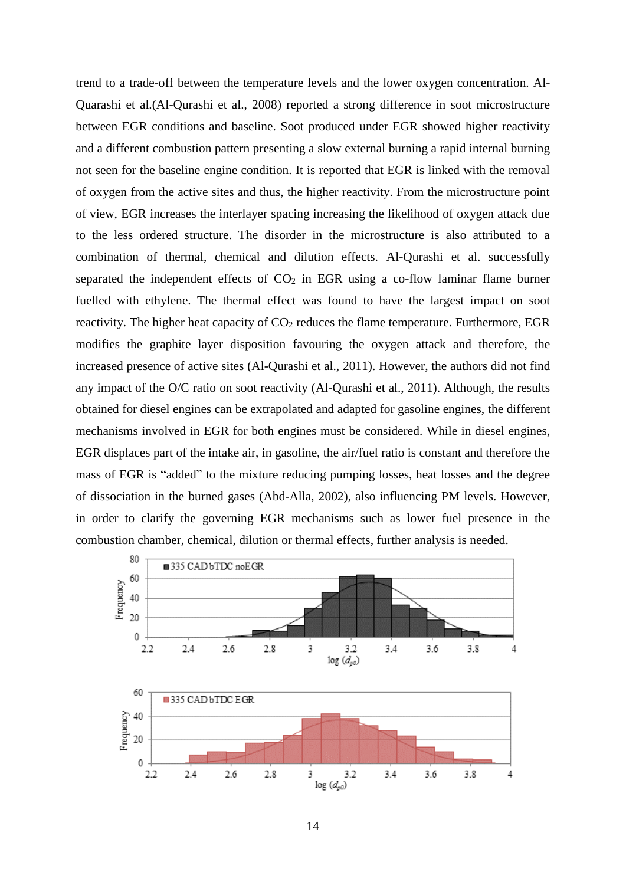trend to a trade-off between the temperature levels and the lower oxygen concentration. Al-Quarashi et al.(Al-Qurashi et al., 2008) reported a strong difference in soot microstructure between EGR conditions and baseline. Soot produced under EGR showed higher reactivity and a different combustion pattern presenting a slow external burning a rapid internal burning not seen for the baseline engine condition. It is reported that EGR is linked with the removal of oxygen from the active sites and thus, the higher reactivity. From the microstructure point of view, EGR increases the interlayer spacing increasing the likelihood of oxygen attack due to the less ordered structure. The disorder in the microstructure is also attributed to a combination of thermal, chemical and dilution effects. Al-Qurashi et al. successfully separated the independent effects of $CO_2$ in EGR using a co-flow laminar flame burner fuelled with ethylene. The thermal effect was found to have the largest impact on soot reactivity. The higher heat capacity of $CO_2$ reduces the flame temperature. Furthermore, EGR modifies the graphite layer disposition favouring the oxygen attack and therefore, the increased presence of active sites (Al-Qurashi et al., 2011). However, the authors did not find any impact of the O/C ratio on soot reactivity (Al-Qurashi et al., 2011). Although, the results obtained for diesel engines can be extrapolated and adapted for gasoline engines, the different mechanisms involved in EGR for both engines must be considered. While in diesel engines, EGR displaces part of the intake air, in gasoline, the air/fuel ratio is constant and therefore the mass of EGR is "added" to the mixture reducing pumping losses, heat losses and the degree of dissociation in the burned gases (Abd-Alla, 2002), also influencing PM levels. However, in order to clarify the governing EGR mechanisms such as lower fuel presence in the combustion chamber, chemical, dilution or thermal effects, further analysis is needed.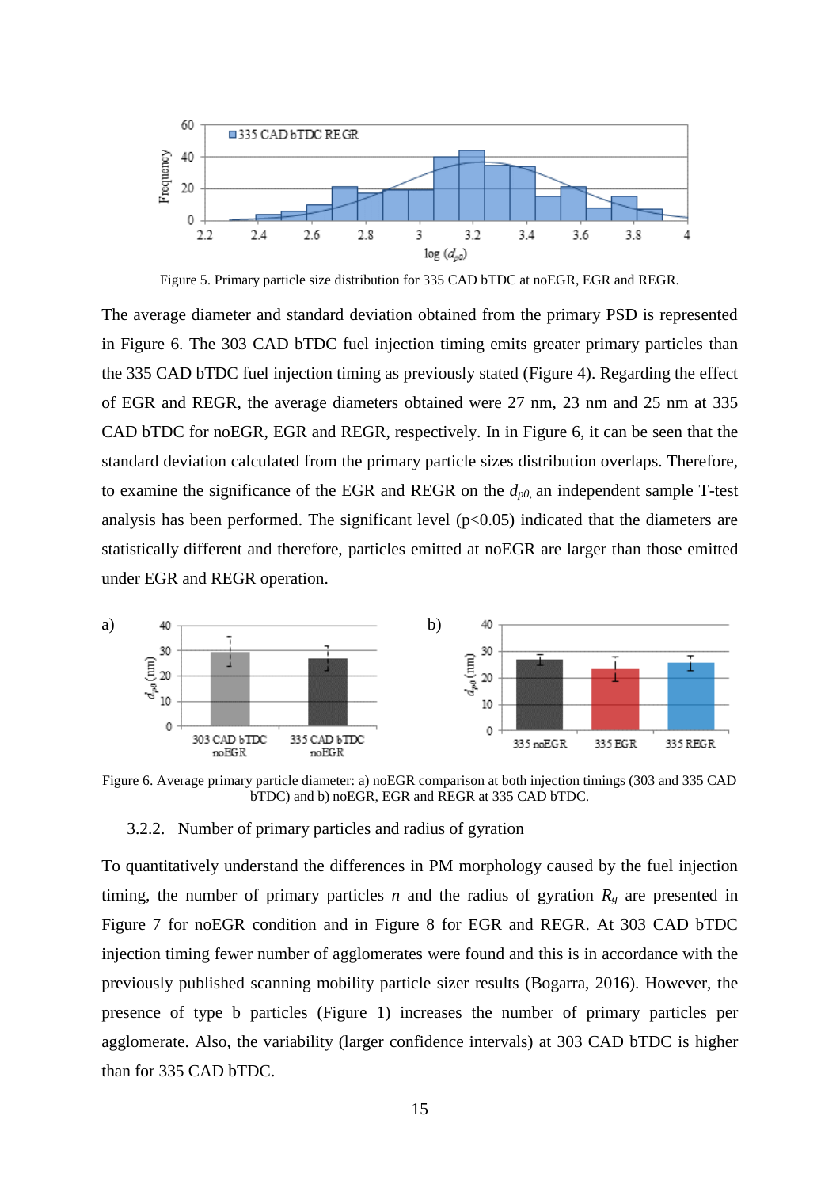Figure 5. Primary particle size distribution for 335 CAD bTDC at noEGR, EGR and REGR.

The average diameter and standard deviation obtained from the primary PSD is represented in Figure 6. The 303 CAD bTDC fuel injection timing emits greater primary particles than the 335 CAD bTDC fuel injection timing as previously stated (Figure 4). Regarding the effect of EGR and REGR, the average diameters obtained were 27 nm, 23 nm and 25 nm at 335 CAD bTDC for noEGR, EGR and REGR, respectively. In in Figure 6, it can be seen that the standard deviation calculated from the primary particle sizes distribution overlaps. Therefore, to examine the significance of the EGR and REGR on the $d_{p0}$, an independent sample T-test analysis has been performed. The significant level ($p<0.05$) indicated that the diameters are statistically different and therefore, particles emitted at noEGR are larger than those emitted under EGR and REGR operation.

Figure 6. Average primary particle diameter: a) noEGR comparison at both injection timings (303 and 335 CAD bTDC) and b) noEGR, EGR and REGR at 335 CAD bTDC.

### 3.2.2. Number of primary particles and radius of gyration

To quantitatively understand the differences in PM morphology caused by the fuel injection timing, the number of primary particles $n$ and the radius of gyration $R_g$ are presented in Figure 7 for noEGR condition and in Figure 8 for EGR and REGR. At 303 CAD bTDC injection timing fewer number of agglomerates were found and this is in accordance with the previously published scanning mobility particle sizer results (Bogarra, 2016). However, the presence of type b particles (Figure 1) increases the number of primary particles per agglomerate. Also, the variability (larger confidence intervals) at 303 CAD bTDC is higher than for 335 CAD bTDC.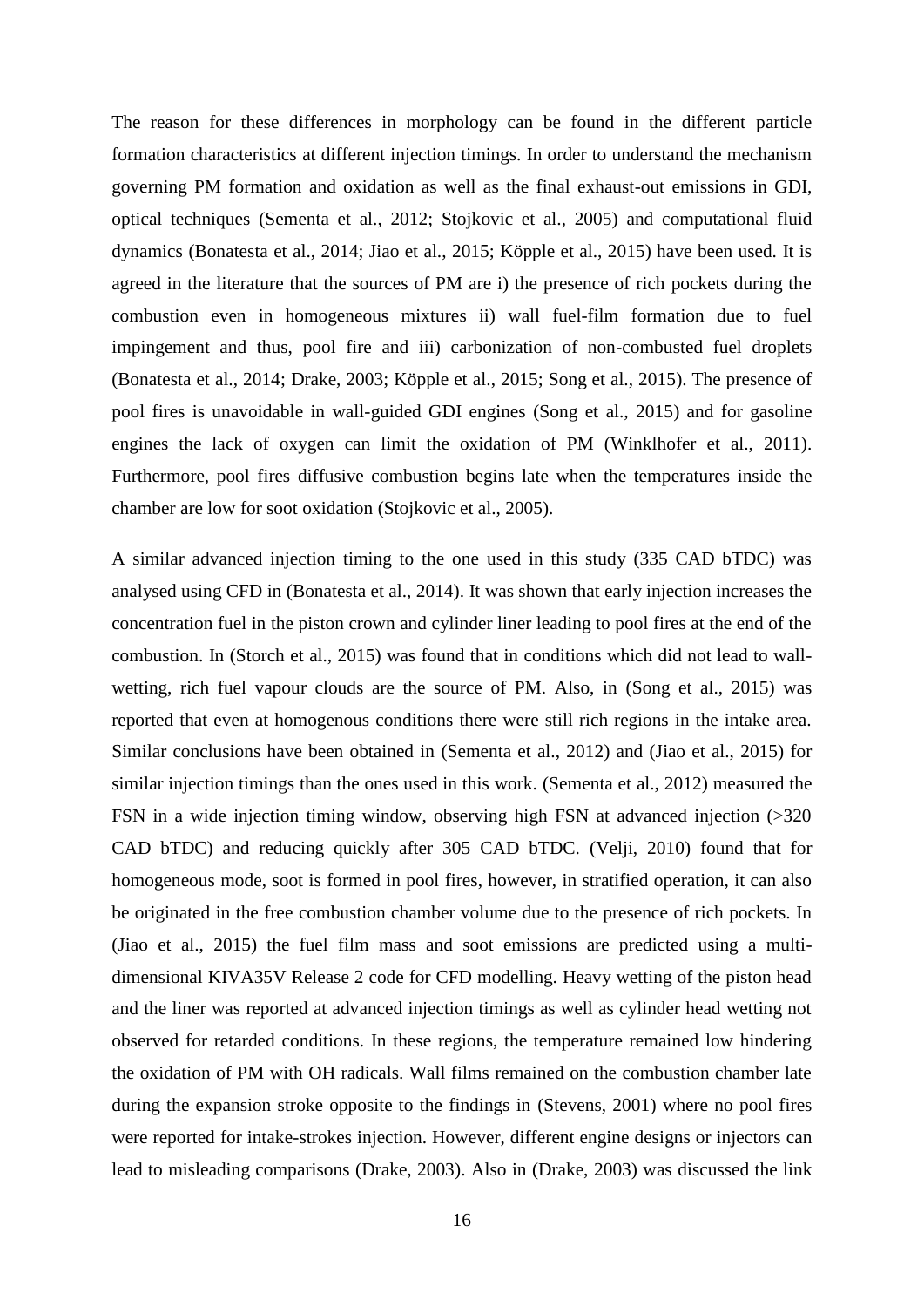The reason for these differences in morphology can be found in the different particle formation characteristics at different injection timings. In order to understand the mechanism governing PM formation and oxidation as well as the final exhaust-out emissions in GDI, optical techniques (Sementa et al., 2012; Stojkovic et al., 2005) and computational fluid dynamics (Bonatesta et al., 2014; Jiao et al., 2015; Köpple et al., 2015) have been used. It is agreed in the literature that the sources of PM are i) the presence of rich pockets during the combustion even in homogeneous mixtures ii) wall fuel-film formation due to fuel impingement and thus, pool fire and iii) carbonization of non-combusted fuel droplets (Bonatesta et al., 2014; Drake, 2003; Köpple et al., 2015; Song et al., 2015). The presence of pool fires is unavoidable in wall-guided GDI engines (Song et al., 2015) and for gasoline engines the lack of oxygen can limit the oxidation of PM (Winklhofer et al., 2011). Furthermore, pool fires diffusive combustion begins late when the temperatures inside the chamber are low for soot oxidation (Stojkovic et al., 2005).

A similar advanced injection timing to the one used in this study (335 CAD bTDC) was analysed using CFD in (Bonatesta et al., 2014). It was shown that early injection increases the concentration fuel in the piston crown and cylinder liner leading to pool fires at the end of the combustion. In (Storch et al., 2015) was found that in conditions which did not lead to wall-wetting, rich fuel vapour clouds are the source of PM. Also, in (Song et al., 2015) was reported that even at homogenous conditions there were still rich regions in the intake area. Similar conclusions have been obtained in (Sementa et al., 2012) and (Jiao et al., 2015) for similar injection timings than the ones used in this work. (Sementa et al., 2012) measured the FSN in a wide injection timing window, observing high FSN at advanced injection (>320 CAD bTDC) and reducing quickly after 305 CAD bTDC. (Velji, 2010) found that for homogeneous mode, soot is formed in pool fires, however, in stratified operation, it can also be originated in the free combustion chamber volume due to the presence of rich pockets. In (Jiao et al., 2015) the fuel film mass and soot emissions are predicted using a multi-dimensional KIVA35V Release 2 code for CFD modelling. Heavy wetting of the piston head and the liner was reported at advanced injection timings as well as cylinder head wetting not observed for retarded conditions. In these regions, the temperature remained low hindering the oxidation of PM with OH radicals. Wall films remained on the combustion chamber late during the expansion stroke opposite to the findings in (Stevens, 2001) where no pool fires were reported for intake-strokes injection. However, different engine designs or injectors can lead to misleading comparisons (Drake, 2003). Also in (Drake, 2003) was discussed the link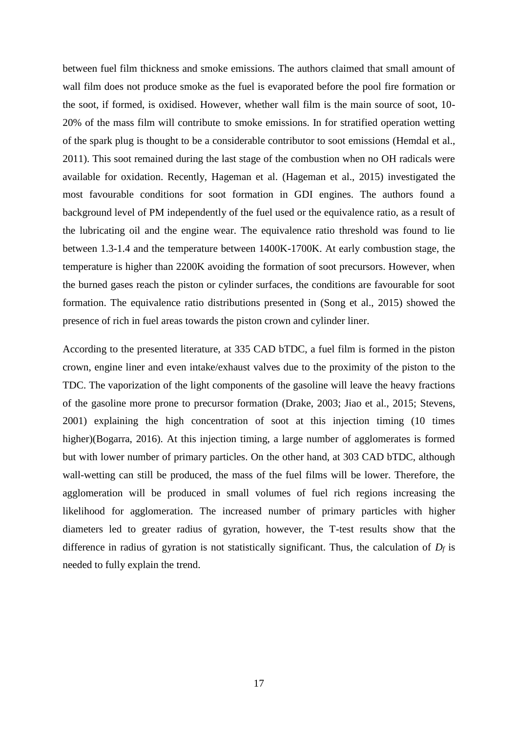between fuel film thickness and smoke emissions. The authors claimed that small amount of wall film does not produce smoke as the fuel is evaporated before the pool fire formation or the soot, if formed, is oxidised. However, whether wall film is the main source of soot, 10-20% of the mass film will contribute to smoke emissions. In for stratified operation wetting of the spark plug is thought to be a considerable contributor to soot emissions (Hemdal et al., 2011). This soot remained during the last stage of the combustion when no OH radicals were available for oxidation. Recently, Hageman et al. (Hageman et al., 2015) investigated the most favourable conditions for soot formation in GDI engines. The authors found a background level of PM independently of the fuel used or the equivalence ratio, as a result of the lubricating oil and the engine wear. The equivalence ratio threshold was found to lie between 1.3-1.4 and the temperature between 1400K-1700K. At early combustion stage, the temperature is higher than 2200K avoiding the formation of soot precursors. However, when the burned gases reach the piston or cylinder surfaces, the conditions are favourable for soot formation. The equivalence ratio distributions presented in (Song et al., 2015) showed the presence of rich in fuel areas towards the piston crown and cylinder liner.

According to the presented literature, at 335 CAD bTDC, a fuel film is formed in the piston crown, engine liner and even intake/exhaust valves due to the proximity of the piston to the TDC. The vaporization of the light components of the gasoline will leave the heavy fractions of the gasoline more prone to precursor formation (Drake, 2003; Jiao et al., 2015; Stevens, 2001) explaining the high concentration of soot at this injection timing (10 times higher)(Bogarra, 2016). At this injection timing, a large number of agglomerates is formed but with lower number of primary particles. On the other hand, at 303 CAD bTDC, although wall-wetting can still be produced, the mass of the fuel films will be lower. Therefore, the agglomeration will be produced in small volumes of fuel rich regions increasing the likelihood for agglomeration. The increased number of primary particles with higher diameters led to greater radius of gyration, however, the T-test results show that the difference in radius of gyration is not statistically significant. Thus, the calculation of $D_f$ is needed to fully explain the trend.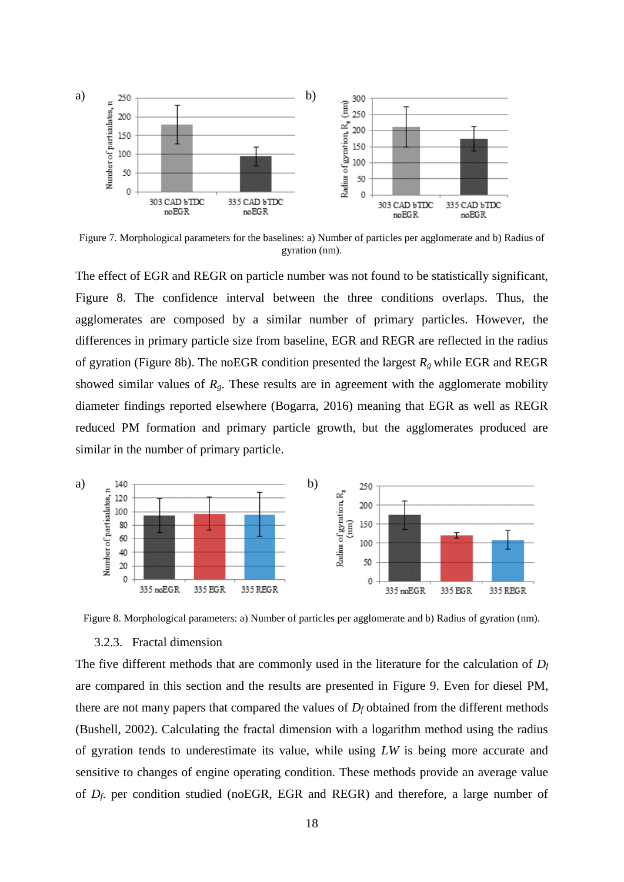Figure 7. Morphological parameters for the baselines: a) Number of particles per agglomerate and b) Radius of gyration (nm).

The effect of EGR and REGR on particle number was not found to be statistically significant, Figure 8. The confidence interval between the three conditions overlaps. Thus, the agglomerates are composed by a similar number of primary particles. However, the differences in primary particle size from baseline, EGR and REGR are reflected in the radius of gyration (Figure 8b). The noEGR condition presented the largest $R_g$ while EGR and REGR showed similar values of $R_g$. These results are in agreement with the agglomerate mobility diameter findings reported elsewhere (Bogarra, 2016) meaning that EGR as well as REGR reduced PM formation and primary particle growth, but the agglomerates produced are similar in the number of primary particle.

Figure 8. Morphological parameters: a) Number of particles per agglomerate and b) Radius of gyration (nm).

### 3.2.3. Fractal dimension

The five different methods that are commonly used in the literature for the calculation of $D_f$ are compared in this section and the results are presented in Figure 9. Even for diesel PM, there are not many papers that compared the values of $D_f$ obtained from the different methods (Bushell, 2002). Calculating the fractal dimension with a logarithm method using the radius of gyration tends to underestimate its value, while using *LW* is being more accurate and sensitive to changes of engine operating condition. These methods provide an average value of $D_f$. per condition studied (noEGR, EGR and REGR) and therefore, a large number of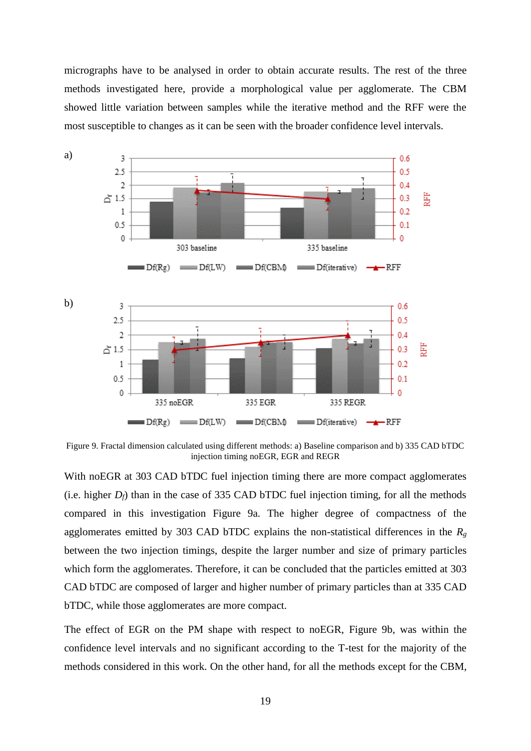micrographs have to be analysed in order to obtain accurate results. The rest of the three methods investigated here, provide a morphological value per agglomerate. The CBM showed little variation between samples while the iterative method and the RFF were the most susceptible to changes as it can be seen with the broader confidence level intervals.

Figure 9. Fractal dimension calculated using different methods: a) Baseline comparison and b) 335 CAD bTDC injection timing noEGR, EGR and REGR

With noEGR at 303 CAD bTDC fuel injection timing there are more compact agglomerates (i.e. higher $D_f$) than in the case of 335 CAD bTDC fuel injection timing, for all the methods compared in this investigation Figure 9a. The higher degree of compactness of the agglomerates emitted by 303 CAD bTDC explains the non-statistical differences in the $R_g$ between the two injection timings, despite the larger number and size of primary particles which form the agglomerates. Therefore, it can be concluded that the particles emitted at 303 CAD bTDC are composed of larger and higher number of primary particles than at 335 CAD bTDC, while those agglomerates are more compact.

The effect of EGR on the PM shape with respect to noEGR, Figure 9b, was within the confidence level intervals and no significant according to the T-test for the majority of the methods considered in this work. On the other hand, for all the methods except for the CBM,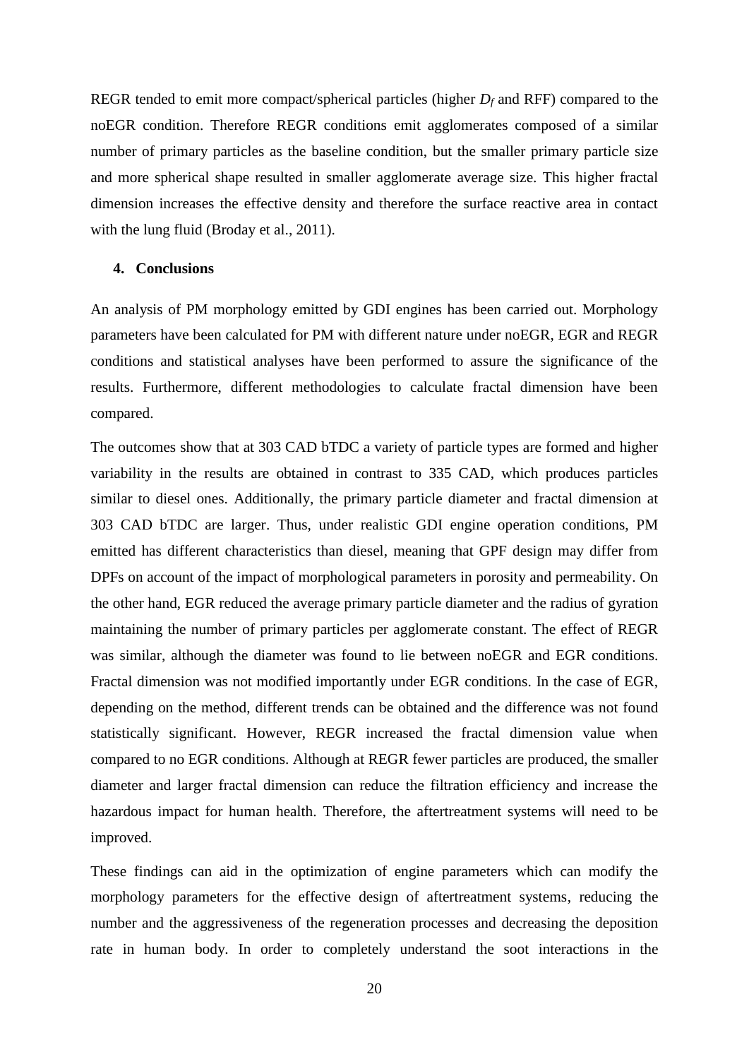REGR tended to emit more compact/spherical particles (higher $D_f$ and RFF) compared to the noEGR condition. Therefore REGR conditions emit agglomerates composed of a similar number of primary particles as the baseline condition, but the smaller primary particle size and more spherical shape resulted in smaller agglomerate average size. This higher fractal dimension increases the effective density and therefore the surface reactive area in contact with the lung fluid (Broday et al., 2011).

## 4. Conclusions

An analysis of PM morphology emitted by GDI engines has been carried out. Morphology parameters have been calculated for PM with different nature under noEGR, EGR and REGR conditions and statistical analyses have been performed to assure the significance of the results. Furthermore, different methodologies to calculate fractal dimension have been compared.

The outcomes show that at 303 CAD bTDC a variety of particle types are formed and higher variability in the results are obtained in contrast to 335 CAD, which produces particles similar to diesel ones. Additionally, the primary particle diameter and fractal dimension at 303 CAD bTDC are larger. Thus, under realistic GDI engine operation conditions, PM emitted has different characteristics than diesel, meaning that GPF design may differ from DPFs on account of the impact of morphological parameters in porosity and permeability. On the other hand, EGR reduced the average primary particle diameter and the radius of gyration maintaining the number of primary particles per agglomerate constant. The effect of REGR was similar, although the diameter was found to lie between noEGR and EGR conditions. Fractal dimension was not modified importantly under EGR conditions. In the case of EGR, depending on the method, different trends can be obtained and the difference was not found statistically significant. However, REGR increased the fractal dimension value when compared to no EGR conditions. Although at REGR fewer particles are produced, the smaller diameter and larger fractal dimension can reduce the filtration efficiency and increase the hazardous impact for human health. Therefore, the aftertreatment systems will need to be improved.

These findings can aid in the optimization of engine parameters which can modify the morphology parameters for the effective design of aftertreatment systems, reducing the number and the aggressiveness of the regeneration processes and decreasing the deposition rate in human body. In order to completely understand the soot interactions in the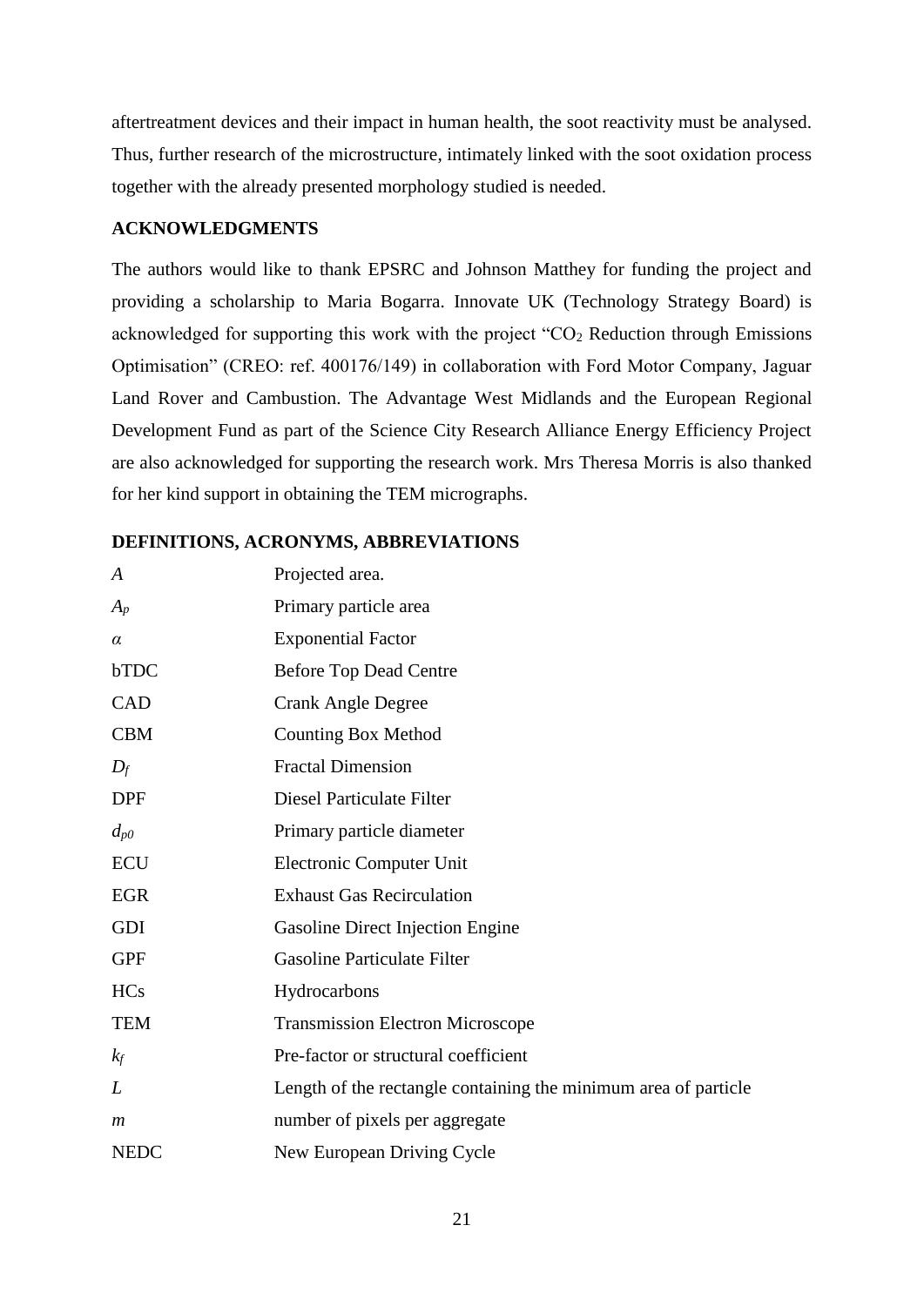aftertreatment devices and their impact in human health, the soot reactivity must be analysed. Thus, further research of the microstructure, intimately linked with the soot oxidation process together with the already presented morphology studied is needed.

## ACKNOWLEDGMENTS

The authors would like to thank EPSRC and Johnson Matthey for funding the project and providing a scholarship to Maria Bogarra. Innovate UK (Technology Strategy Board) is acknowledged for supporting this work with the project "$CO_2$ Reduction through Emissions Optimisation" (CREO: ref. 400176/149) in collaboration with Ford Motor Company, Jaguar Land Rover and Cambustion. The Advantage West Midlands and the European Regional Development Fund as part of the Science City Research Alliance Energy Efficiency Project are also acknowledged for supporting the research work. Mrs Theresa Morris is also thanked for her kind support in obtaining the TEM micrographs.

## DEFINITIONS, ACRONYMS, ABBREVIATIONS

| | |
|---|---|
| $A$ | Projected area. |
| $A_p$ | Primary particle area |
| $\alpha$ | Exponential Factor |
| bTDC | Before Top Dead Centre |
| CAD | Crank Angle Degree |
| CBM | Counting Box Method |
| $D_f$ | Fractal Dimension |
| DPF | Diesel Particulate Filter |
| $d_{p0}$ | Primary particle diameter |
| ECU | Electronic Computer Unit |
| EGR | Exhaust Gas Recirculation |
| GDI | Gasoline Direct Injection Engine |
| GPF | Gasoline Particulate Filter |
| HCs | Hydrocarbons |
| TEM | Transmission Electron Microscope |
| $k_f$ | Pre-factor or structural coefficient |
| $L$ | Length of the rectangle containing the minimum area of particle |
| $m$ | number of pixels per aggregate |
| NEDC | New European Driving Cycle |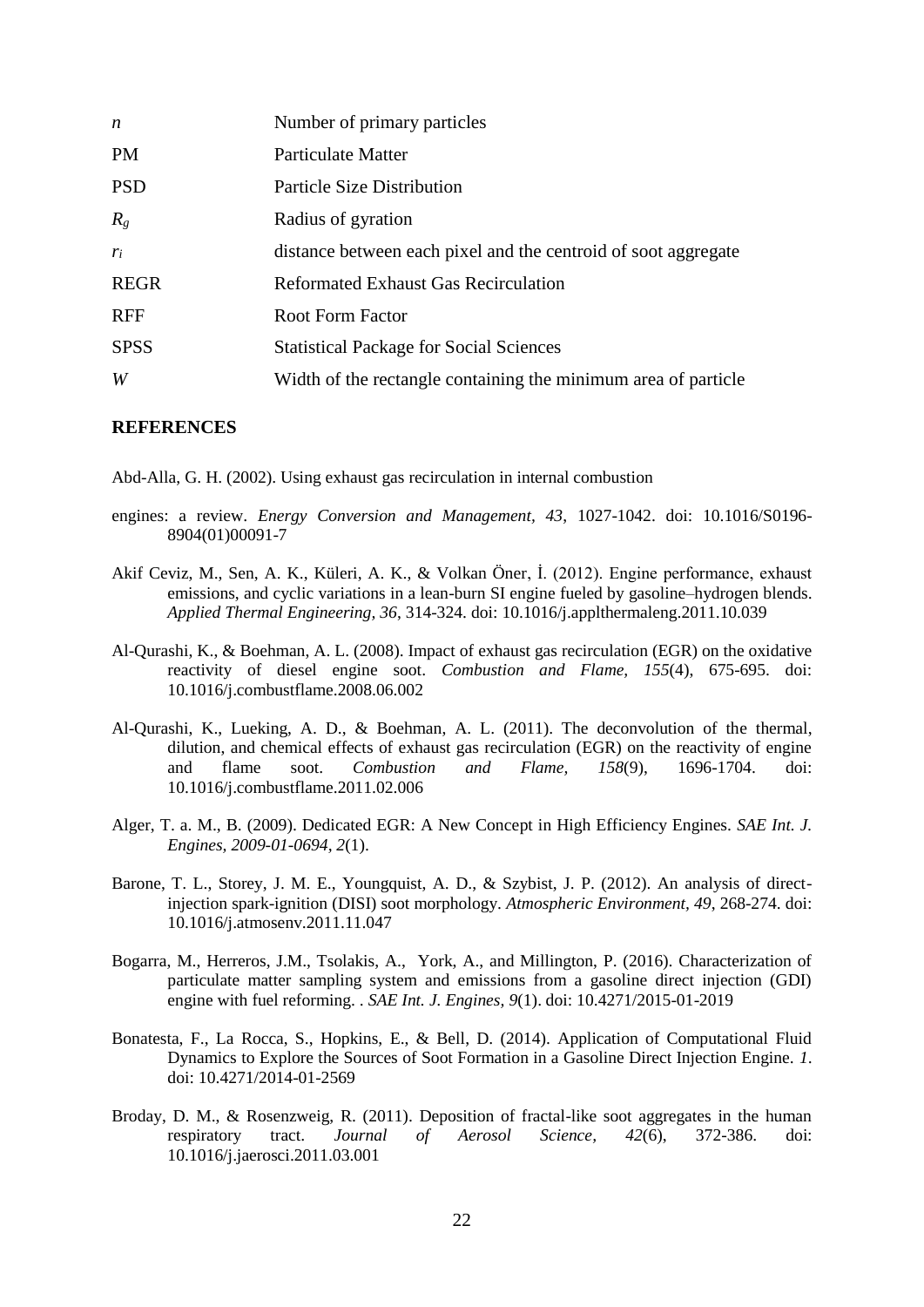| | |
|---|---|
| $n$ | Number of primary particles |
| PM | Particulate Matter |
| PSD | Particle Size Distribution |
| $R_g$ | Radius of gyration |
| $r_i$ | distance between each pixel and the centroid of soot aggregate |
| REGR | Reformated Exhaust Gas Recirculation |
| RFF | Root Form Factor |
| SPSS | Statistical Package for Social Sciences |
| $W$ | Width of the rectangle containing the minimum area of particle |

## REFERENCES

Abd-Alla, G. H. (2002). Using exhaust gas recirculation in internal combustion

engines: a review. *Energy Conversion and Management, 43*, 1027-1042. doi: 10.1016/S0196-8904(01)00091-7

Akif Ceviz, M., Sen, A. K., Küleri, A. K., & Volkan Öner, İ. (2012). Engine performance, exhaust emissions, and cyclic variations in a lean-burn SI engine fueled by gasoline–hydrogen blends. *Applied Thermal Engineering, 36*, 314-324. doi: 10.1016/j.applthermaleng.2011.10.039

Al-Qurashi, K., & Boehman, A. L. (2008). Impact of exhaust gas recirculation (EGR) on the oxidative reactivity of diesel engine soot. *Combustion and Flame, 155*(4), 675-695. doi: 10.1016/j.combustflame.2008.06.002

Al-Qurashi, K., Lueking, A. D., & Boehman, A. L. (2011). The deconvolution of the thermal, dilution, and chemical effects of exhaust gas recirculation (EGR) on the reactivity of engine and flame soot. *Combustion and Flame, 158*(9), 1696-1704. doi: 10.1016/j.combustflame.2011.02.006

Alger, T. a. M., B. (2009). Dedicated EGR: A New Concept in High Efficiency Engines. *SAE Int. J. Engines, 2009-01-0694, 2*(1).

Barone, T. L., Storey, J. M. E., Youngquist, A. D., & Szybist, J. P. (2012). An analysis of direct-injection spark-ignition (DISI) soot morphology. *Atmospheric Environment, 49*, 268-274. doi: 10.1016/j.atmosenv.2011.11.047

Bogarra, M., Herreros, J.M., Tsolakis, A., York, A., and Millington, P. (2016). Characterization of particulate matter sampling system and emissions from a gasoline direct injection (GDI) engine with fuel reforming. . *SAE Int. J. Engines, 9*(1). doi: 10.4271/2015-01-2019

Bonatesta, F., La Rocca, S., Hopkins, E., & Bell, D. (2014). Application of Computational Fluid Dynamics to Explore the Sources of Soot Formation in a Gasoline Direct Injection Engine. *1*. doi: 10.4271/2014-01-2569

Broday, D. M., & Rosenzweig, R. (2011). Deposition of fractal-like soot aggregates in the human respiratory tract. *Journal of Aerosol Science, 42*(6), 372-386. doi: 10.1016/j.jaerosci.2011.03.001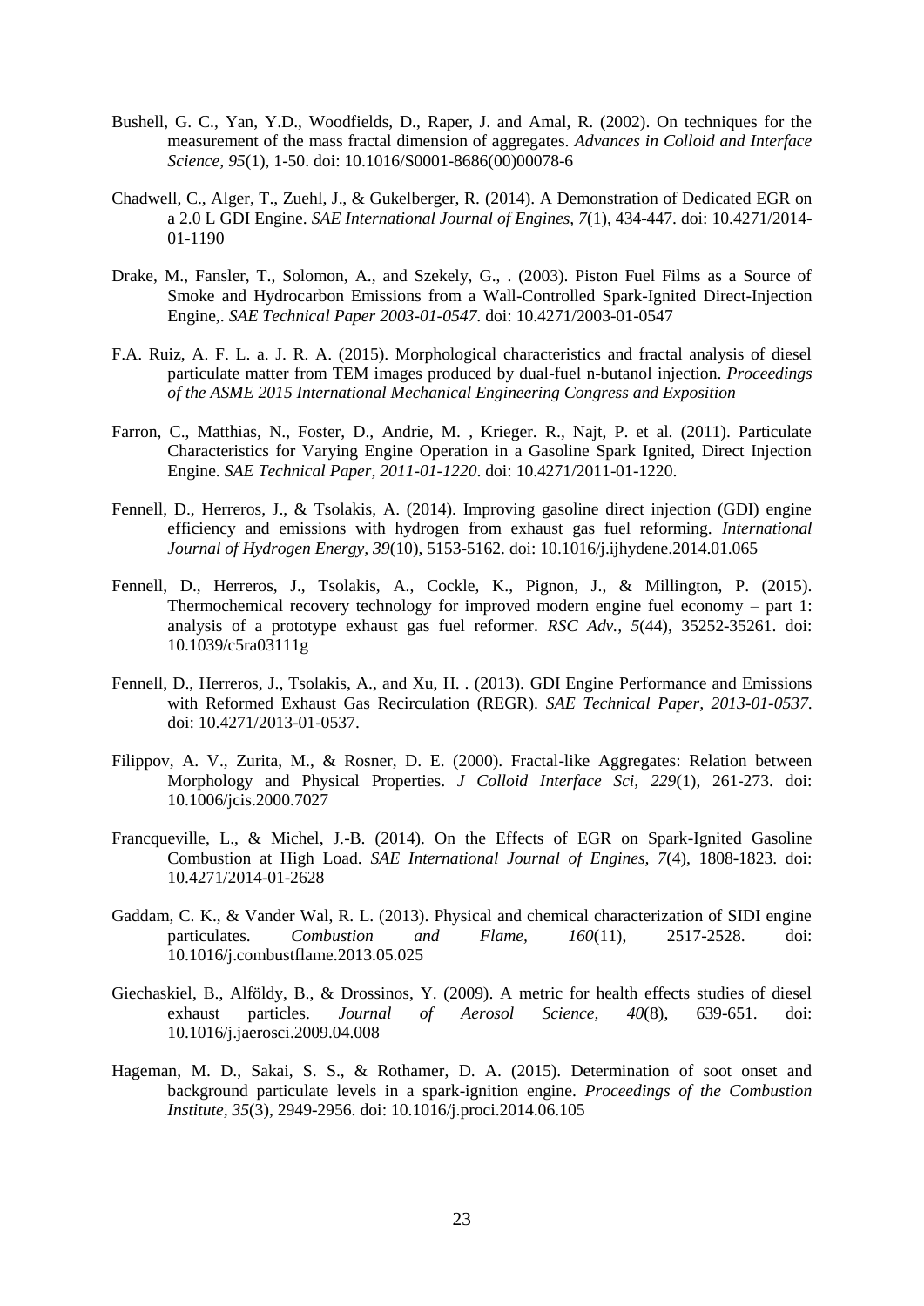Bushell, G. C., Yan, Y.D., Woodfields, D., Raper, J. and Amal, R. (2002). On techniques for the measurement of the mass fractal dimension of aggregates. *Advances in Colloid and Interface Science, 95*(1), 1-50. doi: 10.1016/S0001-8686(00)00078-6

Chadwell, C., Alger, T., Zuehl, J., & Gukelberger, R. (2014). A Demonstration of Dedicated EGR on a 2.0 L GDI Engine. *SAE International Journal of Engines, 7*(1), 434-447. doi: 10.4271/2014-01-1190

Drake, M., Fansler, T., Solomon, A., and Szekely, G., . (2003). Piston Fuel Films as a Source of Smoke and Hydrocarbon Emissions from a Wall-Controlled Spark-Ignited Direct-Injection Engine,. *SAE Technical Paper 2003-01-0547*. doi: 10.4271/2003-01-0547

F.A. Ruiz, A. F. L. a. J. R. A. (2015). Morphological characteristics and fractal analysis of diesel particulate matter from TEM images produced by dual-fuel n-butanol injection. *Proceedings of the ASME 2015 International Mechanical Engineering Congress and Exposition*

Farron, C., Matthias, N., Foster, D., Andrie, M. , Krieger. R., Najt, P. et al. (2011). Particulate Characteristics for Varying Engine Operation in a Gasoline Spark Ignited, Direct Injection Engine. *SAE Technical Paper, 2011-01-1220*. doi: 10.4271/2011-01-1220.

Fennell, D., Herreros, J., & Tsolakis, A. (2014). Improving gasoline direct injection (GDI) engine efficiency and emissions with hydrogen from exhaust gas fuel reforming. *International Journal of Hydrogen Energy, 39*(10), 5153-5162. doi: 10.1016/j.ijhydene.2014.01.065

Fennell, D., Herreros, J., Tsolakis, A., Cockle, K., Pignon, J., & Millington, P. (2015). Thermochemical recovery technology for improved modern engine fuel economy – part 1: analysis of a prototype exhaust gas fuel reformer. *RSC Adv., 5*(44), 35252-35261. doi: 10.1039/c5ra03111g

Fennell, D., Herreros, J., Tsolakis, A., and Xu, H. . (2013). GDI Engine Performance and Emissions with Reformed Exhaust Gas Recirculation (REGR). *SAE Technical Paper, 2013-01-0537*. doi: 10.4271/2013-01-0537.

Filippov, A. V., Zurita, M., & Rosner, D. E. (2000). Fractal-like Aggregates: Relation between Morphology and Physical Properties. *J Colloid Interface Sci, 229*(1), 261-273. doi: 10.1006/jcis.2000.7027

Francqueville, L., & Michel, J.-B. (2014). On the Effects of EGR on Spark-Ignited Gasoline Combustion at High Load. *SAE International Journal of Engines, 7*(4), 1808-1823. doi: 10.4271/2014-01-2628

Gaddam, C. K., & Vander Wal, R. L. (2013). Physical and chemical characterization of SIDI engine particulates. *Combustion and Flame, 160*(11), 2517-2528. doi: 10.1016/j.combustflame.2013.05.025

Giechaskiel, B., Alföldy, B., & Drossinos, Y. (2009). A metric for health effects studies of diesel exhaust particles. *Journal of Aerosol Science, 40*(8), 639-651. doi: 10.1016/j.jaerosci.2009.04.008

Hageman, M. D., Sakai, S. S., & Rothamer, D. A. (2015). Determination of soot onset and background particulate levels in a spark-ignition engine. *Proceedings of the Combustion Institute, 35*(3), 2949-2956. doi: 10.1016/j.proci.2014.06.105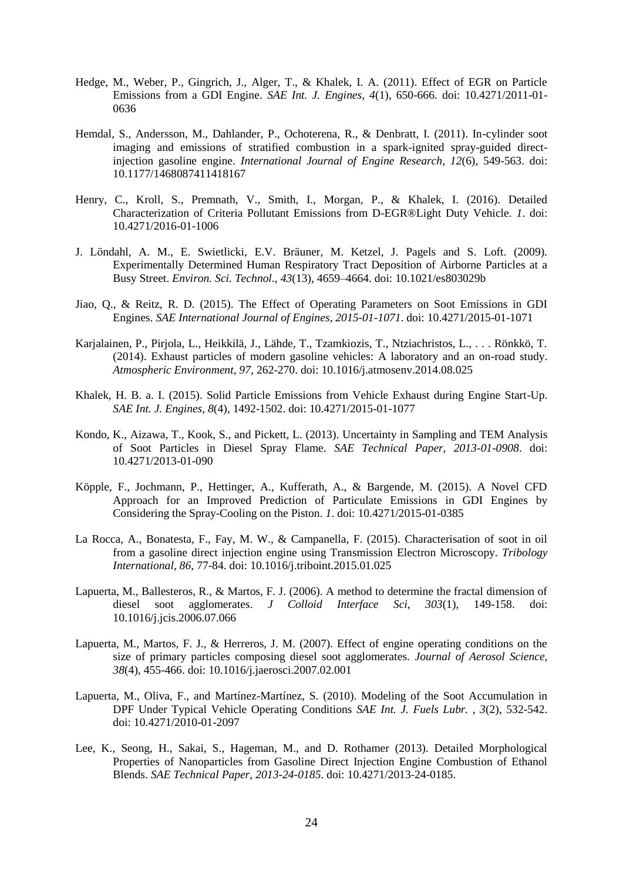Hedge, M., Weber, P., Gingrich, J., Alger, T., & Khalek, I. A. (2011). Effect of EGR on Particle Emissions from a GDI Engine. *SAE Int. J. Engines, 4*(1), 650-666. doi: 10.4271/2011-01-0636

Hemdal, S., Andersson, M., Dahlander, P., Ochoterena, R., & Denbratt, I. (2011). In-cylinder soot imaging and emissions of stratified combustion in a spark-ignited spray-guided direct-injection gasoline engine. *International Journal of Engine Research, 12*(6), 549-563. doi: 10.1177/1468087411418167

Henry, C., Kroll, S., Premnath, V., Smith, I., Morgan, P., & Khalek, I. (2016). Detailed Characterization of Criteria Pollutant Emissions from D-EGR®Light Duty Vehicle. *1*. doi: 10.4271/2016-01-1006

J. Löndahl, A. M., E. Swietlicki, E.V. Bräuner, M. Ketzel, J. Pagels and S. Loft. (2009). Experimentally Determined Human Respiratory Tract Deposition of Airborne Particles at a Busy Street. *Environ. Sci. Technol., 43*(13), 4659–4664. doi: 10.1021/es803029b

Jiao, Q., & Reitz, R. D. (2015). The Effect of Operating Parameters on Soot Emissions in GDI Engines. *SAE International Journal of Engines, 2015-01-1071*. doi: 10.4271/2015-01-1071

Karjalainen, P., Pirjola, L., Heikkilä, J., Lähde, T., Tzamkiozis, T., Ntziachristos, L., . . . Rönkkö, T. (2014). Exhaust particles of modern gasoline vehicles: A laboratory and an on-road study. *Atmospheric Environment, 97*, 262-270. doi: 10.1016/j.atmosenv.2014.08.025

Khalek, H. B. a. I. (2015). Solid Particle Emissions from Vehicle Exhaust during Engine Start-Up. *SAE Int. J. Engines, 8*(4), 1492-1502. doi: 10.4271/2015-01-1077

Kondo, K., Aizawa, T., Kook, S., and Pickett, L. (2013). Uncertainty in Sampling and TEM Analysis of Soot Particles in Diesel Spray Flame. *SAE Technical Paper, 2013-01-0908*. doi: 10.4271/2013-01-090

Köpple, F., Jochmann, P., Hettinger, A., Kufferath, A., & Bargende, M. (2015). A Novel CFD Approach for an Improved Prediction of Particulate Emissions in GDI Engines by Considering the Spray-Cooling on the Piston. *1*. doi: 10.4271/2015-01-0385

La Rocca, A., Bonatesta, F., Fay, M. W., & Campanella, F. (2015). Characterisation of soot in oil from a gasoline direct injection engine using Transmission Electron Microscopy. *Tribology International, 86*, 77-84. doi: 10.1016/j.triboint.2015.01.025

Lapuerta, M., Ballesteros, R., & Martos, F. J. (2006). A method to determine the fractal dimension of diesel soot agglomerates. *J Colloid Interface Sci, 303*(1), 149-158. doi: 10.1016/j.jcis.2006.07.066

Lapuerta, M., Martos, F. J., & Herreros, J. M. (2007). Effect of engine operating conditions on the size of primary particles composing diesel soot agglomerates. *Journal of Aerosol Science, 38*(4), 455-466. doi: 10.1016/j.jaerosci.2007.02.001

Lapuerta, M., Oliva, F., and Martínez-Martínez, S. (2010). Modeling of the Soot Accumulation in DPF Under Typical Vehicle Operating Conditions *SAE Int. J. Fuels Lubr. , 3*(2), 532-542. doi: 10.4271/2010-01-2097

Lee, K., Seong, H., Sakai, S., Hageman, M., and D. Rothamer (2013). Detailed Morphological Properties of Nanoparticles from Gasoline Direct Injection Engine Combustion of Ethanol Blends. *SAE Technical Paper, 2013-24-0185*. doi: 10.4271/2013-24-0185.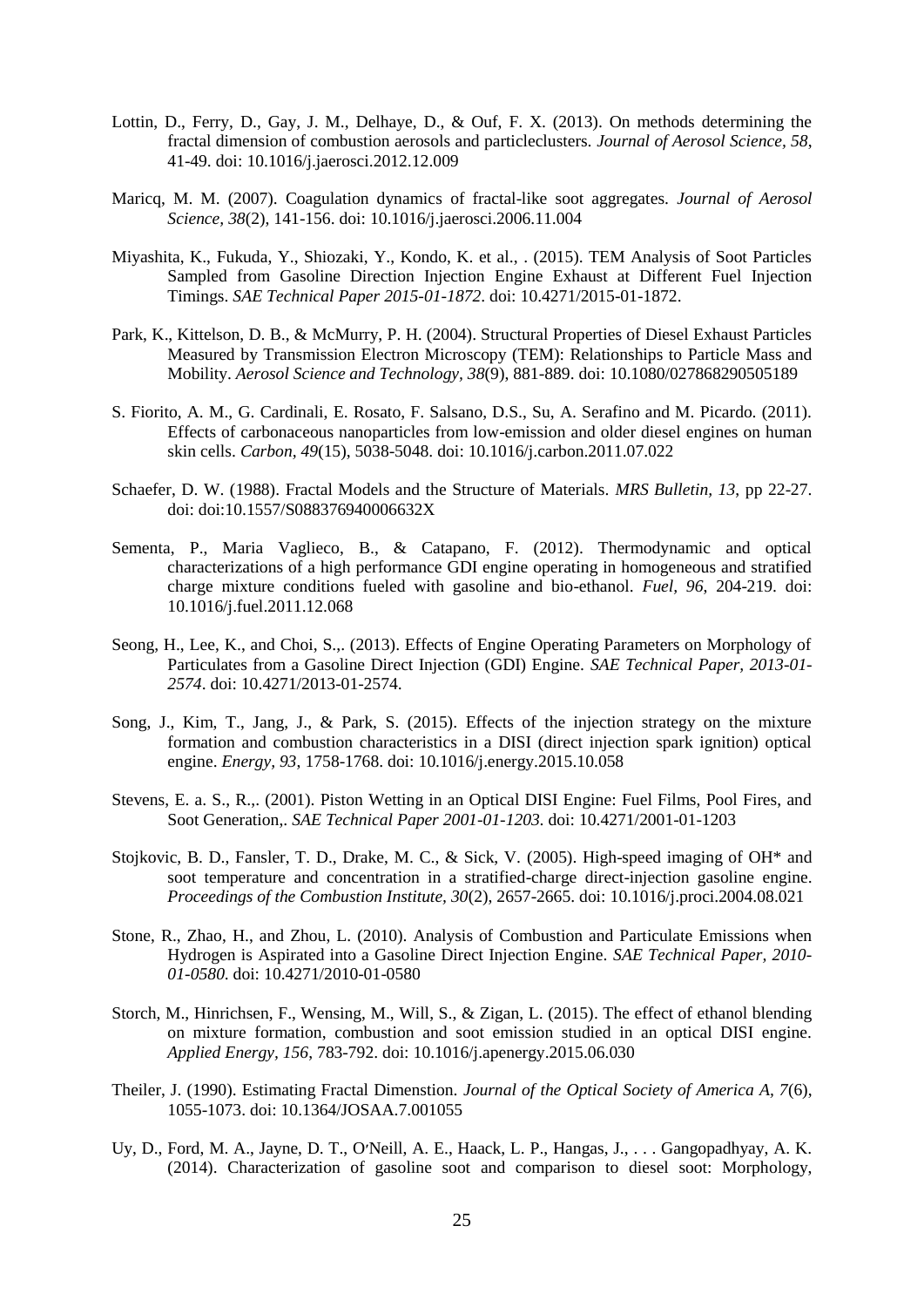Lottin, D., Ferry, D., Gay, J. M., Delhaye, D., & Ouf, F. X. (2013). On methods determining the fractal dimension of combustion aerosols and particleclusters. *Journal of Aerosol Science, 58*, 41-49. doi: 10.1016/j.jaerosci.2012.12.009

Maricq, M. M. (2007). Coagulation dynamics of fractal-like soot aggregates. *Journal of Aerosol Science, 38*(2), 141-156. doi: 10.1016/j.jaerosci.2006.11.004

Miyashita, K., Fukuda, Y., Shiozaki, Y., Kondo, K. et al., . (2015). TEM Analysis of Soot Particles Sampled from Gasoline Direction Injection Engine Exhaust at Different Fuel Injection Timings. *SAE Technical Paper 2015-01-1872*. doi: 10.4271/2015-01-1872.

Park, K., Kittelson, D. B., & McMurry, P. H. (2004). Structural Properties of Diesel Exhaust Particles Measured by Transmission Electron Microscopy (TEM): Relationships to Particle Mass and Mobility. *Aerosol Science and Technology, 38*(9), 881-889. doi: 10.1080/027868290505189

S. Fiorito, A. M., G. Cardinali, E. Rosato, F. Salsano, D.S., Su, A. Serafino and M. Picardo. (2011). Effects of carbonaceous nanoparticles from low-emission and older diesel engines on human skin cells. *Carbon, 49*(15), 5038-5048. doi: 10.1016/j.carbon.2011.07.022

Schaefer, D. W. (1988). Fractal Models and the Structure of Materials. *MRS Bulletin, 13*, pp 22-27. doi: doi:10.1557/S088376940006632X

Sementa, P., Maria Vaglieco, B., & Catapano, F. (2012). Thermodynamic and optical characterizations of a high performance GDI engine operating in homogeneous and stratified charge mixture conditions fueled with gasoline and bio-ethanol. *Fuel, 96*, 204-219. doi: 10.1016/j.fuel.2011.12.068

Seong, H., Lee, K., and Choi, S.,. (2013). Effects of Engine Operating Parameters on Morphology of Particulates from a Gasoline Direct Injection (GDI) Engine. *SAE Technical Paper, 2013-01-2574*. doi: 10.4271/2013-01-2574.

Song, J., Kim, T., Jang, J., & Park, S. (2015). Effects of the injection strategy on the mixture formation and combustion characteristics in a DISI (direct injection spark ignition) optical engine. *Energy, 93*, 1758-1768. doi: 10.1016/j.energy.2015.10.058

Stevens, E. a. S., R.,. (2001). Piston Wetting in an Optical DISI Engine: Fuel Films, Pool Fires, and Soot Generation,. *SAE Technical Paper 2001-01-1203*. doi: 10.4271/2001-01-1203

Stojkovic, B. D., Fansler, T. D., Drake, M. C., & Sick, V. (2005). High-speed imaging of OH* and soot temperature and concentration in a stratified-charge direct-injection gasoline engine. *Proceedings of the Combustion Institute, 30*(2), 2657-2665. doi: 10.1016/j.proci.2004.08.021

Stone, R., Zhao, H., and Zhou, L. (2010). Analysis of Combustion and Particulate Emissions when Hydrogen is Aspirated into a Gasoline Direct Injection Engine. *SAE Technical Paper, 2010-01-0580*. doi: 10.4271/2010-01-0580

Storch, M., Hinrichsen, F., Wensing, M., Will, S., & Zigan, L. (2015). The effect of ethanol blending on mixture formation, combustion and soot emission studied in an optical DISI engine. *Applied Energy, 156*, 783-792. doi: 10.1016/j.apenergy.2015.06.030

Theiler, J. (1990). Estimating Fractal Dimenstion. *Journal of the Optical Society of America A, 7*(6), 1055-1073. doi: 10.1364/JOSAA.7.001055

Uy, D., Ford, M. A., Jayne, D. T., O'Neill, A. E., Haack, L. P., Hangas, J., . . . Gangopadhyay, A. K. (2014). Characterization of gasoline soot and comparison to diesel soot: Morphology,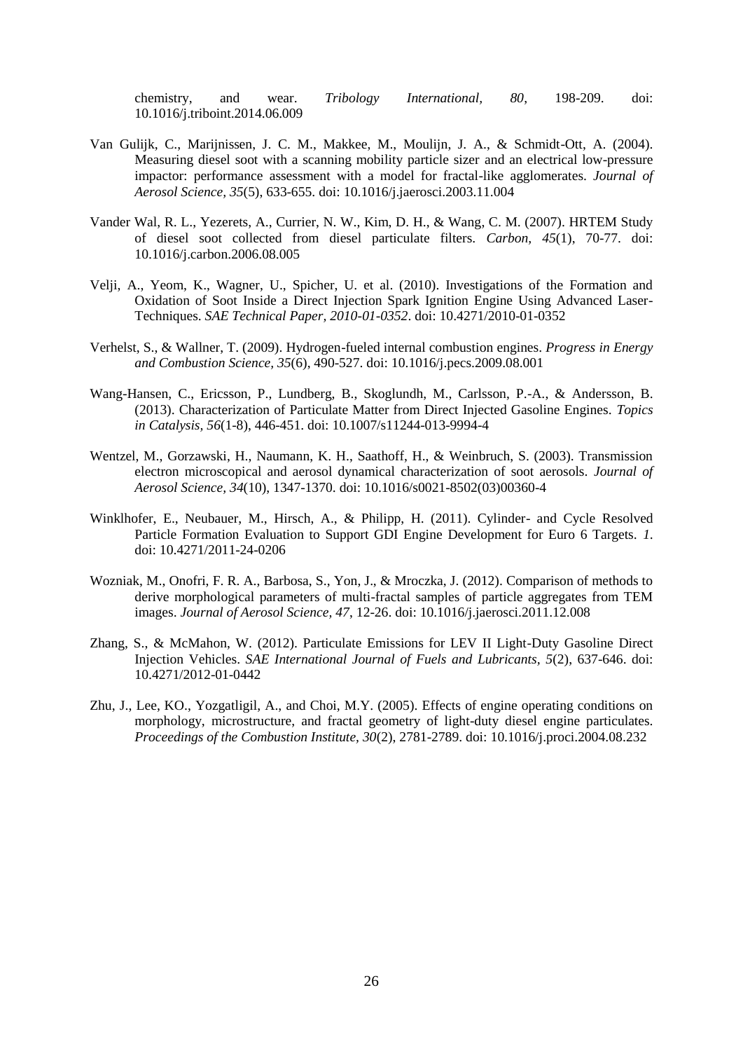chemistry, and wear. *Tribology International, 80*, 198-209. doi: 10.1016/j.triboint.2014.06.009

Van Gulijk, C., Marijnissen, J. C. M., Makkee, M., Moulijn, J. A., & Schmidt-Ott, A. (2004). Measuring diesel soot with a scanning mobility particle sizer and an electrical low-pressure impactor: performance assessment with a model for fractal-like agglomerates. *Journal of Aerosol Science, 35*(5), 633-655. doi: 10.1016/j.jaerosci.2003.11.004

Vander Wal, R. L., Yezerets, A., Currier, N. W., Kim, D. H., & Wang, C. M. (2007). HRTEM Study of diesel soot collected from diesel particulate filters. *Carbon, 45*(1), 70-77. doi: 10.1016/j.carbon.2006.08.005

Velji, A., Yeom, K., Wagner, U., Spicher, U. et al. (2010). Investigations of the Formation and Oxidation of Soot Inside a Direct Injection Spark Ignition Engine Using Advanced Laser-Techniques. *SAE Technical Paper, 2010-01-0352*. doi: 10.4271/2010-01-0352

Verhelst, S., & Wallner, T. (2009). Hydrogen-fueled internal combustion engines. *Progress in Energy and Combustion Science, 35*(6), 490-527. doi: 10.1016/j.pecs.2009.08.001

Wang-Hansen, C., Ericsson, P., Lundberg, B., Skoglundh, M., Carlsson, P.-A., & Andersson, B. (2013). Characterization of Particulate Matter from Direct Injected Gasoline Engines. *Topics in Catalysis, 56*(1-8), 446-451. doi: 10.1007/s11244-013-9994-4

Wentzel, M., Gorzawski, H., Naumann, K. H., Saathoff, H., & Weinbruch, S. (2003). Transmission electron microscopical and aerosol dynamical characterization of soot aerosols. *Journal of Aerosol Science, 34*(10), 1347-1370. doi: 10.1016/s0021-8502(03)00360-4

Winklhofer, E., Neubauer, M., Hirsch, A., & Philipp, H. (2011). Cylinder- and Cycle Resolved Particle Formation Evaluation to Support GDI Engine Development for Euro 6 Targets. *1*. doi: 10.4271/2011-24-0206

Wozniak, M., Onofri, F. R. A., Barbosa, S., Yon, J., & Mroczka, J. (2012). Comparison of methods to derive morphological parameters of multi-fractal samples of particle aggregates from TEM images. *Journal of Aerosol Science, 47*, 12-26. doi: 10.1016/j.jaerosci.2011.12.008

Zhang, S., & McMahon, W. (2012). Particulate Emissions for LEV II Light-Duty Gasoline Direct Injection Vehicles. *SAE International Journal of Fuels and Lubricants, 5*(2), 637-646. doi: 10.4271/2012-01-0442

Zhu, J., Lee, KO., Yozgatligil, A., and Choi, M.Y. (2005). Effects of engine operating conditions on morphology, microstructure, and fractal geometry of light-duty diesel engine particulates. *Proceedings of the Combustion Institute, 30*(2), 2781-2789. doi: 10.1016/j.proci.2004.08.232